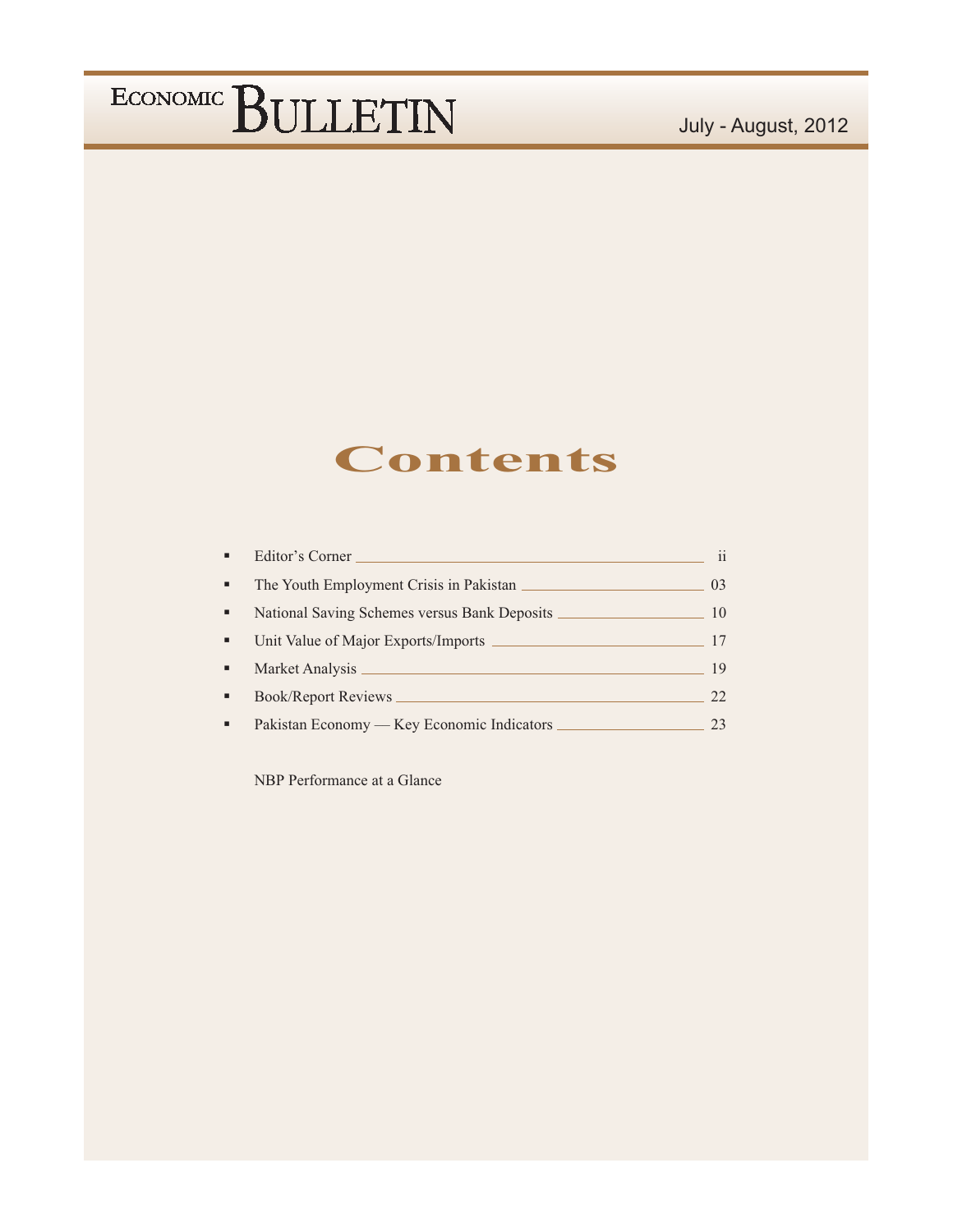# ECONOMIC BULLETIN

July - August, 2012

## Contents

- Editor's Corner ii
- The Youth Employment Crisis in Pakistan 03
- National Saving Schemes versus Bank Deposits 10
- Unit Value of Major Exports/Imports 17
- Market Analysis 19
- Book/Report Reviews 22
- Pakistan Economy — Key Economic Indicators 23

NBP Performance at a Glance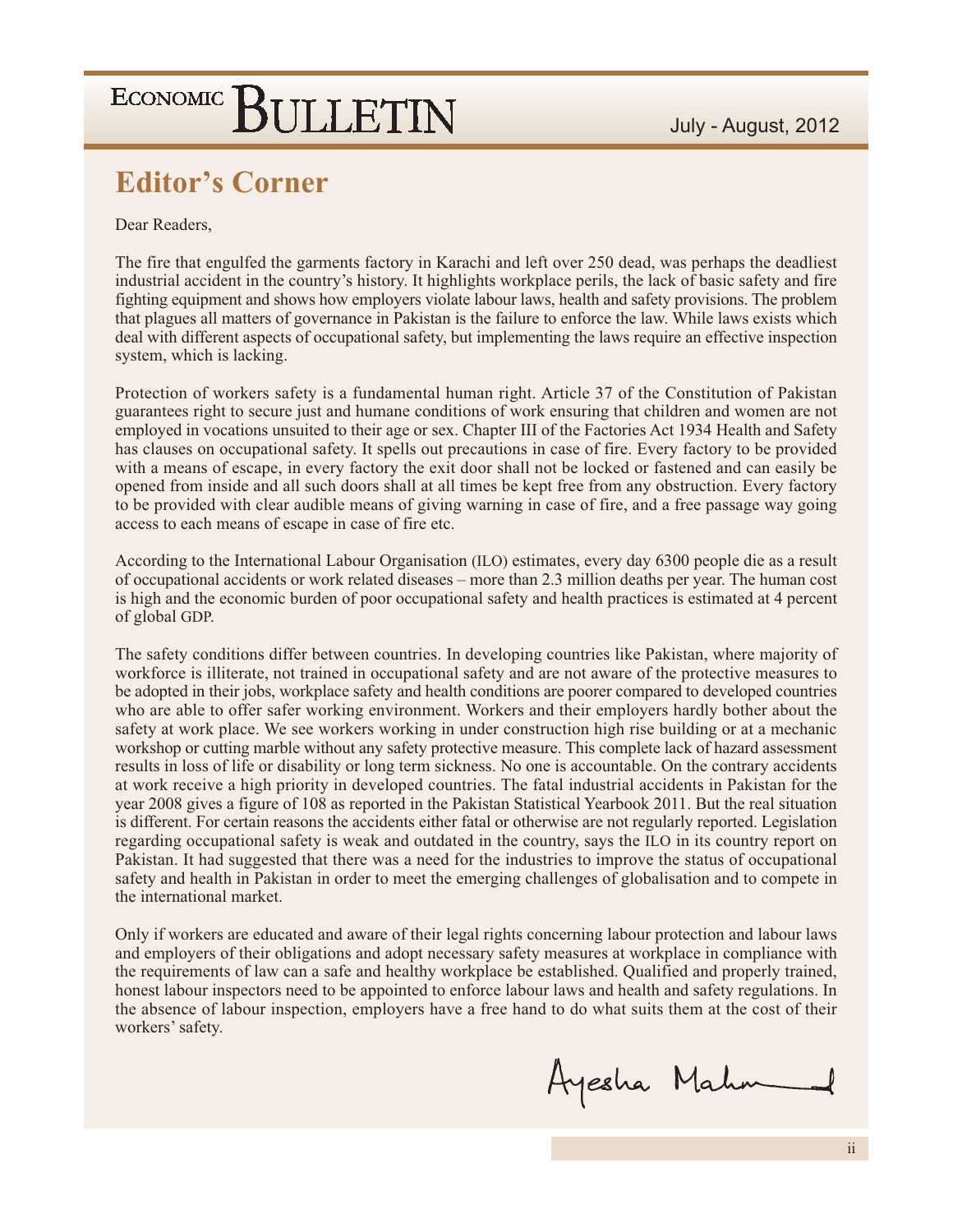## Editor's Corner

Dear Readers,

The fire that engulfed the garments factory in Karachi and left over 250 dead, was perhaps the deadliest industrial accident in the country's history. It highlights workplace perils, the lack of basic safety and fire fighting equipment and shows how employers violate labour laws, health and safety provisions. The problem that plagues all matters of governance in Pakistan is the failure to enforce the law. While laws exists which deal with different aspects of occupational safety, but implementing the laws require an effective inspection system, which is lacking.

Protection of workers safety is a fundamental human right. Article 37 of the Constitution of Pakistan guarantees right to secure just and humane conditions of work ensuring that children and women are not employed in vocations unsuited to their age or sex. Chapter III of the Factories Act 1934 Health and Safety has clauses on occupational safety. It spells out precautions in case of fire. Every factory to be provided with a means of escape, in every factory the exit door shall not be locked or fastened and can easily be opened from inside and all such doors shall at all times be kept free from any obstruction. Every factory to be provided with clear audible means of giving warning in case of fire, and a free passage way going access to each means of escape in case of fire etc.

According to the International Labour Organisation (ILO) estimates, every day 6300 people die as a result of occupational accidents or work related diseases – more than 2.3 million deaths per year. The human cost is high and the economic burden of poor occupational safety and health practices is estimated at 4 percent of global GDP.

The safety conditions differ between countries. In developing countries like Pakistan, where majority of workforce is illiterate, not trained in occupational safety and are not aware of the protective measures to be adopted in their jobs, workplace safety and health conditions are poorer compared to developed countries who are able to offer safer working environment. Workers and their employers hardly bother about the safety at work place. We see workers working in under construction high rise building or at a mechanic workshop or cutting marble without any safety protective measure. This complete lack of hazard assessment results in loss of life or disability or long term sickness. No one is accountable. On the contrary accidents at work receive a high priority in developed countries. The fatal industrial accidents in Pakistan for the year 2008 gives a figure of 108 as reported in the Pakistan Statistical Yearbook 2011. But the real situation is different. For certain reasons the accidents either fatal or otherwise are not regularly reported. Legislation regarding occupational safety is weak and outdated in the country, says the ILO in its country report on Pakistan. It had suggested that there was a need for the industries to improve the status of occupational safety and health in Pakistan in order to meet the emerging challenges of globalisation and to compete in the international market.

Only if workers are educated and aware of their legal rights concerning labour protection and labour laws and employers of their obligations and adopt necessary safety measures at workplace in compliance with the requirements of law can a safe and healthy workplace be established. Qualified and properly trained, honest labour inspectors need to be appointed to enforce labour laws and health and safety regulations. In the absence of labour inspection, employers have a free hand to do what suits them at the cost of their workers' safety.

Ayesha Mahmud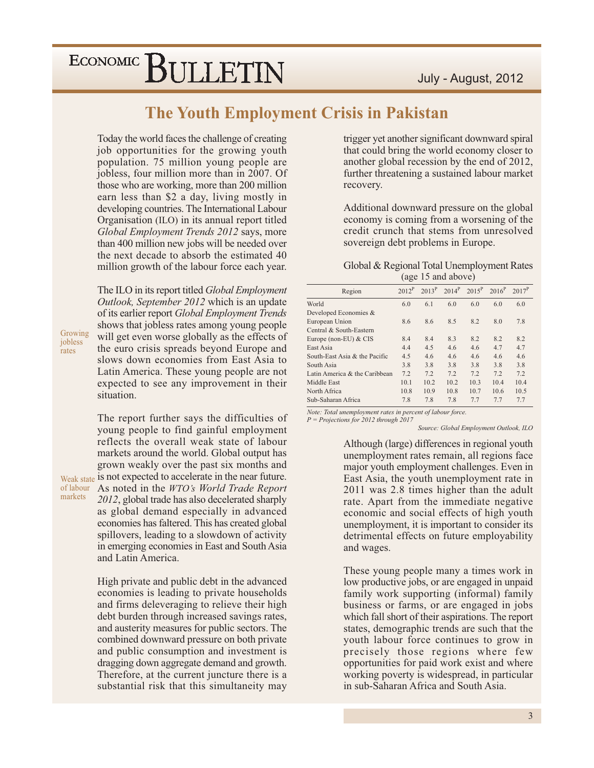# The Youth Employment Crisis in Pakistan

Today the world faces the challenge of creating job opportunities for the growing youth population. 75 million young people are jobless, four million more than in 2007. Of those who are working, more than 200 million earn less than \$2 a day, living mostly in developing countries. The International Labour Organisation (ILO) in its annual report titled *Global Employment Trends 2012* says, more than 400 million new jobs will be needed over the next decade to absorb the estimated 40 million growth of the labour force each year.

Growing jobless rates

The ILO in its report titled *Global Employment Outlook, September 2012* which is an update of its earlier report *Global Employment Trends* shows that jobless rates among young people will get even worse globally as the effects of the euro crisis spreads beyond Europe and slows down economies from East Asia to Latin America. These young people are not expected to see any improvement in their situation.

Weak state of labour markets

The report further says the difficulties of young people to find gainful employment reflects the overall weak state of labour markets around the world. Global output has grown weakly over the past six months and is not expected to accelerate in the near future. As noted in the *WTO's World Trade Report 2012*, global trade has also decelerated sharply as global demand especially in advanced economies has faltered. This has created global spillovers, leading to a slowdown of activity in emerging economies in East and South Asia and Latin America.

High private and public debt in the advanced economies is leading to private households and firms deleveraging to relieve their high debt burden through increased savings rates, and austerity measures for public sectors. The combined downward pressure on both private and public consumption and investment is dragging down aggregate demand and growth. Therefore, at the current juncture there is a substantial risk that this simultaneity may trigger yet another significant downward spiral that could bring the world economy closer to another global recession by the end of 2012, further threatening a sustained labour market recovery.

Additional downward pressure on the global economy is coming from a worsening of the credit crunch that stems from unresolved sovereign debt problems in Europe.

Global & Regional Total Unemployment Rates (age 15 and above)

| Region | 2012P | 2013P | 2014P | 2015P | 2016P | 2017P |
|---|---|---|---|---|---|---|
| World | 6.0 | 6.1 | 6.0 | 6.0 | 6.0 | 6.0 |
| Developed Economies & European Union | 8.6 | 8.6 | 8.5 | 8.2 | 8.0 | 7.8 |
| Central & South-Eastern Europe (non-EU) & CIS | 8.4 | 8.4 | 8.3 | 8.2 | 8.2 | 8.2 |
| East Asia | 4.4 | 4.5 | 4.6 | 4.6 | 4.7 | 4.7 |
| South-East Asia & the Pacific | 4.5 | 4.6 | 4.6 | 4.6 | 4.6 | 4.6 |
| South Asia | 3.8 | 3.8 | 3.8 | 3.8 | 3.8 | 3.8 |
| Latin America & the Caribbean | 7.2 | 7.2 | 7.2 | 7.2 | 7.2 | 7.2 |
| Middle East | 10.1 | 10.2 | 10.2 | 10.3 | 10.4 | 10.4 |
| North Africa | 10.8 | 10.9 | 10.8 | 10.7 | 10.6 | 10.5 |
| Sub-Saharan Africa | 7.8 | 7.8 | 7.8 | 7.7 | 7.7 | 7.7 |

*Note: Total unemployment rates in percent of labour force.*
*P = Projections for 2012 through 2017*

*Source: Global Employment Outlook, ILO*

Although (large) differences in regional youth unemployment rates remain, all regions face major youth employment challenges. Even in East Asia, the youth unemployment rate in 2011 was 2.8 times higher than the adult rate. Apart from the immediate negative economic and social effects of high youth unemployment, it is important to consider its detrimental effects on future employability and wages.

These young people many a times work in low productive jobs, or are engaged in unpaid family work supporting (informal) family business or farms, or are engaged in jobs which fall short of their aspirations. The report states, demographic trends are such that the youth labour force continues to grow in precisely those regions where few opportunities for paid work exist and where working poverty is widespread, in particular in sub-Saharan Africa and South Asia.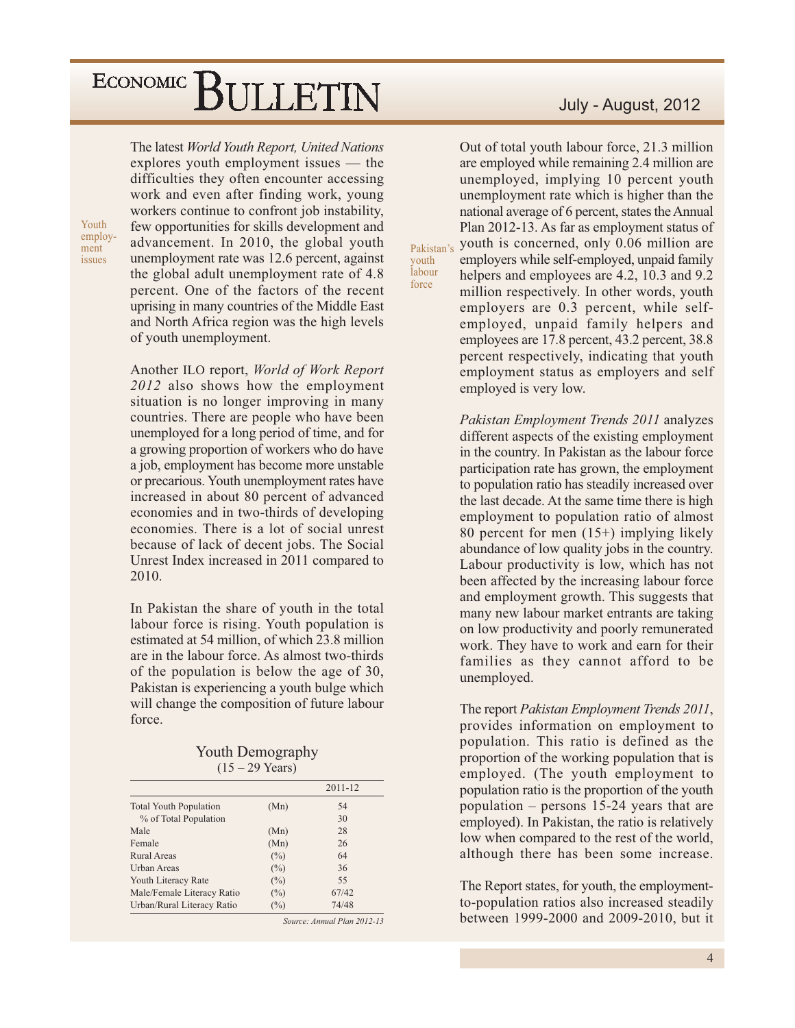The latest *World Youth Report, United Nations* explores youth employment issues — the difficulties they often encounter accessing work and even after finding work, young workers continue to confront job instability, few opportunities for skills development and advancement. In 2010, the global youth unemployment rate was 12.6 percent, against the global adult unemployment rate of 4.8 percent. One of the factors of the recent uprising in many countries of the Middle East and North Africa region was the high levels of youth unemployment.

Youth employment issues

Another ILO report, *World of Work Report 2012* also shows how the employment situation is no longer improving in many countries. There are people who have been unemployed for a long period of time, and for a growing proportion of workers who do have a job, employment has become more unstable or precarious. Youth unemployment rates have increased in about 80 percent of advanced economies and in two-thirds of developing economies. There is a lot of social unrest because of lack of decent jobs. The Social Unrest Index increased in 2011 compared to 2010.

In Pakistan the share of youth in the total labour force is rising. Youth population is estimated at 54 million, of which 23.8 million are in the labour force. As almost two-thirds of the population is below the age of 30, Pakistan is experiencing a youth bulge which will change the composition of future labour force.

Youth Demography
(15 – 29 Years)

| | | 2011-12 |
|---|---|---|
| Total Youth Population | (Mn) | 54 |
| % of Total Population | | 30 |
| Male | (Mn) | 28 |
| Female | (Mn) | 26 |
| Rural Areas | (%) | 64 |
| Urban Areas | (%) | 36 |
| Youth Literacy Rate | (%) | 55 |
| Male/Female Literacy Ratio | (%) | 67/42 |
| Urban/Rural Literacy Ratio | (%) | 74/48 |

*Source: Annual Plan 2012-13*

Pakistan's youth labour force

Out of total youth labour force, 21.3 million are employed while remaining 2.4 million are unemployed, implying 10 percent youth unemployment rate which is higher than the national average of 6 percent, states the Annual Plan 2012-13. As far as employment status of youth is concerned, only 0.06 million are employers while self-employed, unpaid family helpers and employees are 4.2, 10.3 and 9.2 million respectively. In other words, youth employers are 0.3 percent, while self-employed, unpaid family helpers and employees are 17.8 percent, 43.2 percent, 38.8 percent respectively, indicating that youth employment status as employers and self employed is very low.

*Pakistan Employment Trends 2011* analyzes different aspects of the existing employment in the country. In Pakistan as the labour force participation rate has grown, the employment to population ratio has steadily increased over the last decade. At the same time there is high employment to population ratio of almost 80 percent for men (15+) implying likely abundance of low quality jobs in the country. Labour productivity is low, which has not been affected by the increasing labour force and employment growth. This suggests that many new labour market entrants are taking on low productivity and poorly remunerated work. They have to work and earn for their families as they cannot afford to be unemployed.

The report *Pakistan Employment Trends 2011*, provides information on employment to population. This ratio is defined as the proportion of the working population that is employed. (The youth employment to population ratio is the proportion of the youth population – persons 15-24 years that are employed). In Pakistan, the ratio is relatively low when compared to the rest of the world, although there has been some increase.

The Report states, for youth, the employment-to-population ratios also increased steadily between 1999-2000 and 2009-2010, but it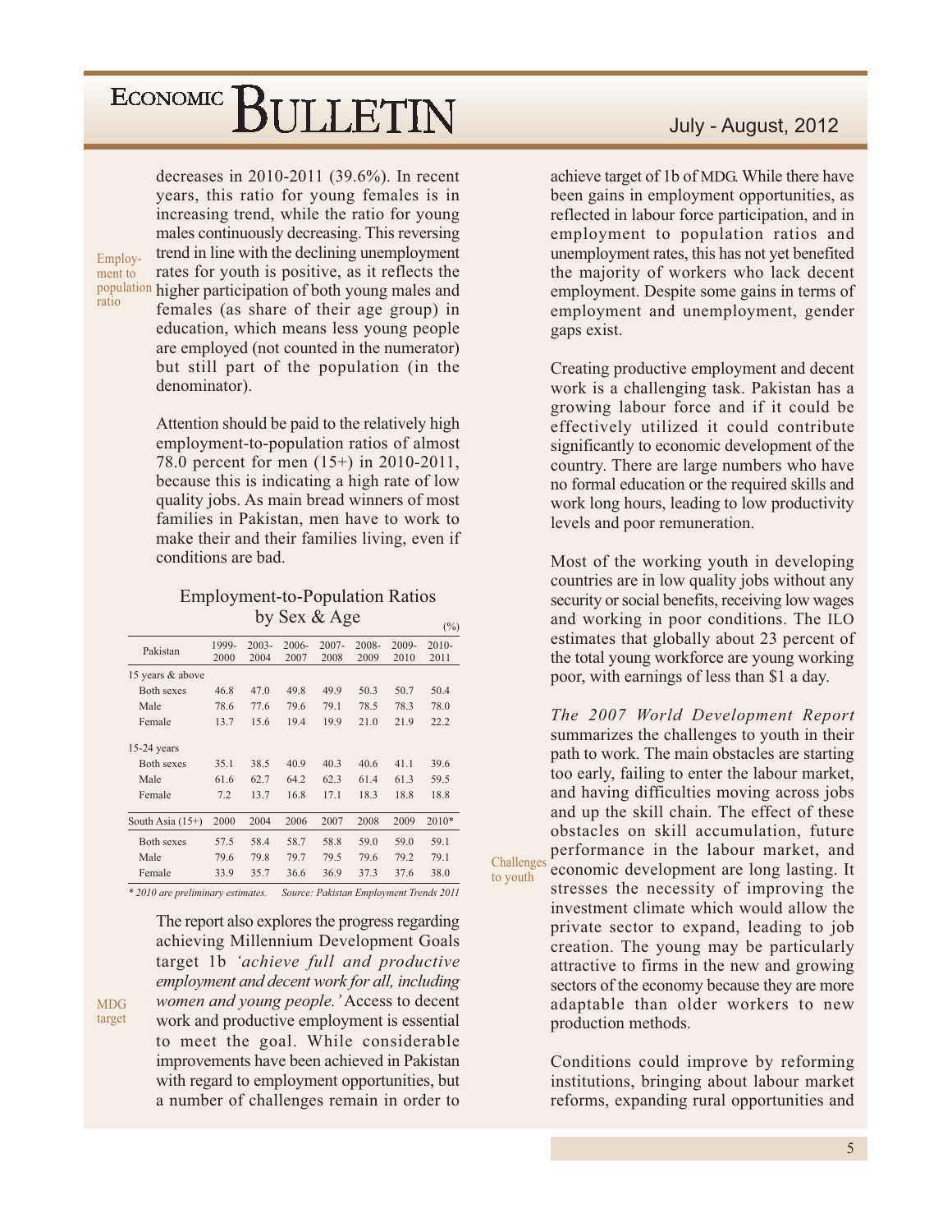decreases in 2010-2011 (39.6%). In recent years, this ratio for young females is in increasing trend, while the ratio for young males continuously decreasing. This reversing trend in line with the declining unemployment rates for youth is positive, as it reflects the higher participation of both young males and females (as share of their age group) in education, which means less young people are employed (not counted in the numerator) but still part of the population (in the denominator).

Employment to population ratio

Attention should be paid to the relatively high employment-to-population ratios of almost 78.0 percent for men (15+) in 2010-2011, because this is indicating a high rate of low quality jobs. As main bread winners of most families in Pakistan, men have to work to make their and their families living, even if conditions are bad.

### Employment-to-Population Ratios by Sex & Age

(%)

| Pakistan | 1999-2000 | 2003-2004 | 2006-2007 | 2007-2008 | 2008-2009 | 2009-2010 | 2010-2011 |
|---|---|---|---|---|---|---|---|
| 15 years & above | | | | | | | |
| Both sexes | 46.8 | 47.0 | 49.8 | 49.9 | 50.3 | 50.7 | 50.4 |
| Male | 78.6 | 77.6 | 79.6 | 79.1 | 78.5 | 78.3 | 78.0 |
| Female | 13.7 | 15.6 | 19.4 | 19.9 | 21.0 | 21.9 | 22.2 |
| 15-24 years | | | | | | | |
| Both sexes | 35.1 | 38.5 | 40.9 | 40.3 | 40.6 | 41.1 | 39.6 |
| Male | 61.6 | 62.7 | 64.2 | 62.3 | 61.4 | 61.3 | 59.5 |
| Female | 7.2 | 13.7 | 16.8 | 17.1 | 18.3 | 18.8 | 18.8 |
| South Asia (15+) | 2000 | 2004 | 2006 | 2007 | 2008 | 2009 | 2010* |
| Both sexes | 57.5 | 58.4 | 58.7 | 58.8 | 59.0 | 59.0 | 59.1 |
| Male | 79.6 | 79.8 | 79.7 | 79.5 | 79.6 | 79.2 | 79.1 |
| Female | 33.9 | 35.7 | 36.6 | 36.9 | 37.3 | 37.6 | 38.0 |

*\* 2010 are preliminary estimates.* *Source: Pakistan Employment Trends 2011*

MDG target

The report also explores the progress regarding achieving Millennium Development Goals target 1b *'achieve full and productive employment and decent work for all, including women and young people.'* Access to decent work and productive employment is essential to meet the goal. While considerable improvements have been achieved in Pakistan with regard to employment opportunities, but a number of challenges remain in order to achieve target of 1b of MDG. While there have been gains in employment opportunities, as reflected in labour force participation, and in employment to population ratios and unemployment rates, this has not yet benefited the majority of workers who lack decent employment. Despite some gains in terms of employment and unemployment, gender gaps exist.

Creating productive employment and decent work is a challenging task. Pakistan has a growing labour force and if it could be effectively utilized it could contribute significantly to economic development of the country. There are large numbers who have no formal education or the required skills and work long hours, leading to low productivity levels and poor remuneration.

Most of the working youth in developing countries are in low quality jobs without any security or social benefits, receiving low wages and working in poor conditions. The ILO estimates that globally about 23 percent of the total young workforce are young working poor, with earnings of less than $1 a day.

Challenges to youth

*The 2007 World Development Report* summarizes the challenges to youth in their path to work. The main obstacles are starting too early, failing to enter the labour market, and having difficulties moving across jobs and up the skill chain. The effect of these obstacles on skill accumulation, future performance in the labour market, and economic development are long lasting. It stresses the necessity of improving the investment climate which would allow the private sector to expand, leading to job creation. The young may be particularly attractive to firms in the new and growing sectors of the economy because they are more adaptable than older workers to new production methods.

Conditions could improve by reforming institutions, bringing about labour market reforms, expanding rural opportunities and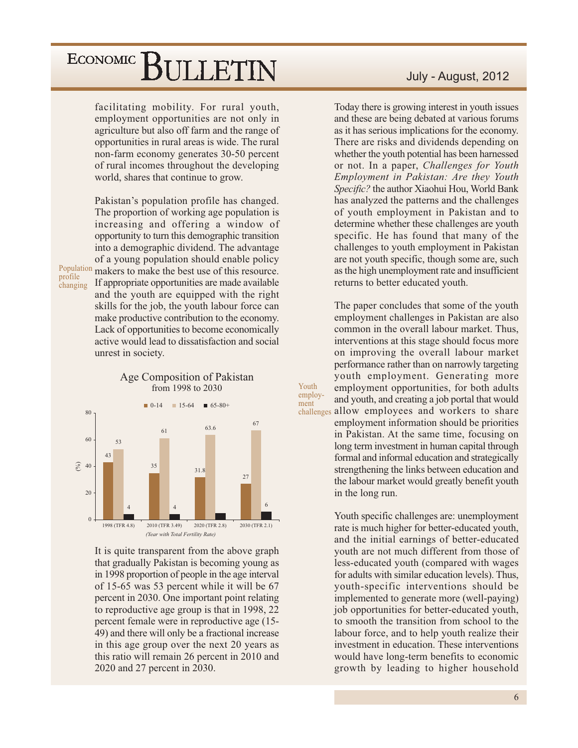facilitating mobility. For rural youth, employment opportunities are not only in agriculture but also off farm and the range of opportunities in rural areas is wide. The rural non-farm economy generates 30-50 percent of rural incomes throughout the developing world, shares that continue to grow.

*Population profile changing*

Pakistan's population profile has changed. The proportion of working age population is increasing and offering a window of opportunity to turn this demographic transition into a demographic dividend. The advantage of a young population should enable policy makers to make the best use of this resource. If appropriate opportunities are made available and the youth are equipped with the right skills for the job, the youth labour force can make productive contribution to the economy. Lack of opportunities to become economically active would lead to dissatisfaction and social unrest in society.

**Age Composition of Pakistan from 1998 to 2030**

| Year (with Total Fertility Rate) | 0-14 (%) | 15-64 (%) | 65-80+ (%) |
|---|---|---|---|
| 1998 (TFR 4.8) | 43 | 53 | 4 |
| 2010 (TFR 3.49) | 35 | 61 | 4 |
| 2020 (TFR 2.8) | 31.8 | 63.6 | |
| 2030 (TFR 2.1) | 27 | 67 | 6 |

It is quite transparent from the above graph that gradually Pakistan is becoming young as in 1998 proportion of people in the age interval of 15-65 was 53 percent while it will be 67 percent in 2030. One important point relating to reproductive age group is that in 1998, 22 percent female were in reproductive age (15-49) and there will only be a fractional increase in this age group over the next 20 years as this ratio will remain 26 percent in 2010 and 2020 and 27 percent in 2030.

Today there is growing interest in youth issues and these are being debated at various forums as it has serious implications for the economy. There are risks and dividends depending on whether the youth potential has been harnessed or not. In a paper, *Challenges for Youth Employment in Pakistan: Are they Youth Specific?* the author Xiaohui Hou, World Bank has analyzed the patterns and the challenges of youth employment in Pakistan and to determine whether these challenges are youth specific. He has found that many of the challenges to youth employment in Pakistan are not youth specific, though some are, such as the high unemployment rate and insufficient returns to better educated youth.

*Youth employment challenges*

The paper concludes that some of the youth employment challenges in Pakistan are also common in the overall labour market. Thus, interventions at this stage should focus more on improving the overall labour market performance rather than on narrowly targeting youth employment. Generating more employment opportunities, for both adults and youth, and creating a job portal that would allow employees and workers to share employment information should be priorities in Pakistan. At the same time, focusing on long term investment in human capital through formal and informal education and strategically strengthening the links between education and the labour market would greatly benefit youth in the long run.

Youth specific challenges are: unemployment rate is much higher for better-educated youth, and the initial earnings of better-educated youth are not much different from those of less-educated youth (compared with wages for adults with similar education levels). Thus, youth-specific interventions should be implemented to generate more (well-paying) job opportunities for better-educated youth, to smooth the transition from school to the labour force, and to help youth realize their investment in education. These interventions would have long-term benefits to economic growth by leading to higher household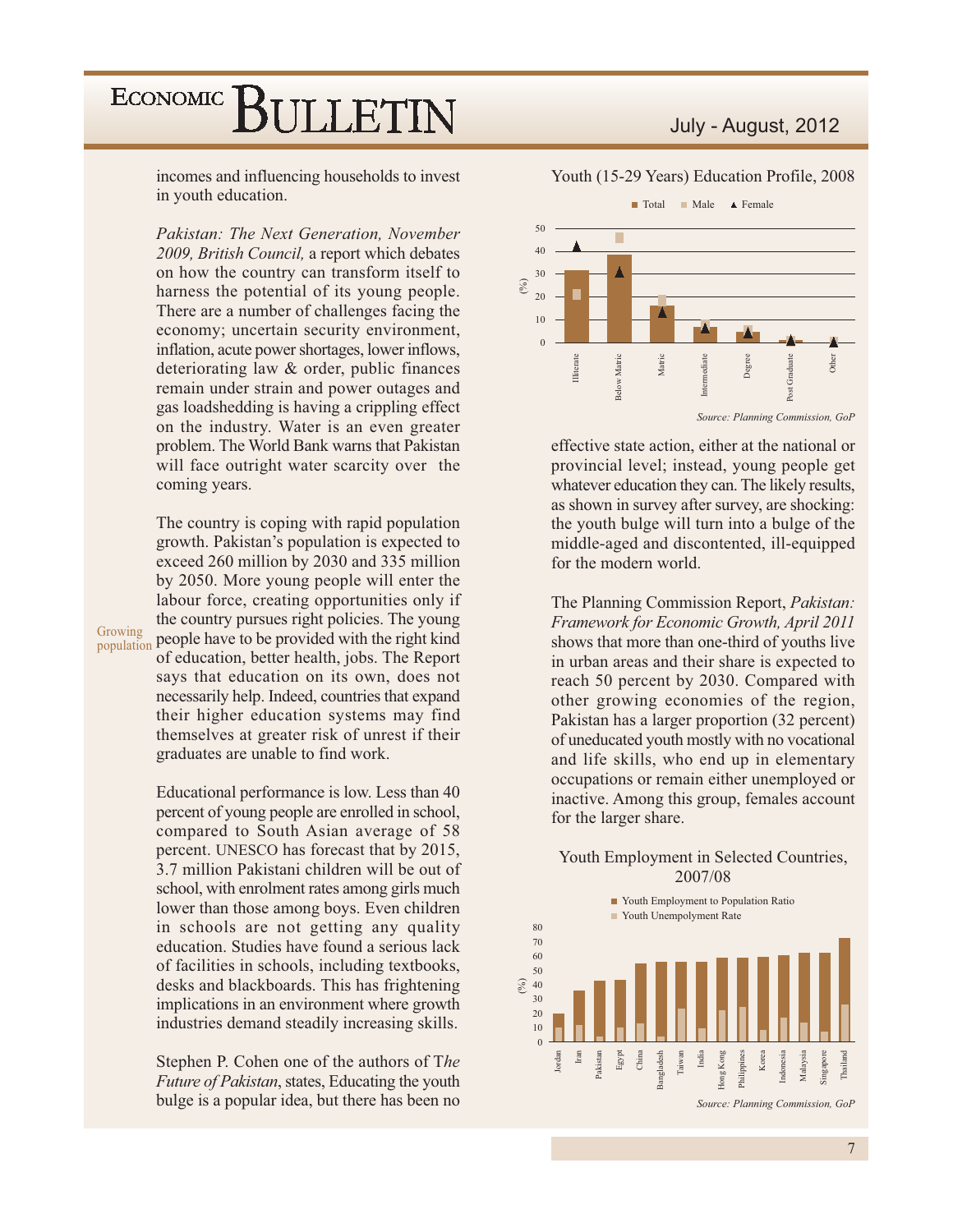incomes and influencing households to invest in youth education.

*Pakistan: The Next Generation, November 2009, British Council,* a report which debates on how the country can transform itself to harness the potential of its young people. There are a number of challenges facing the economy; uncertain security environment, inflation, acute power shortages, lower inflows, deteriorating law & order, public finances remain under strain and power outages and gas loadshedding is having a crippling effect on the industry. Water is an even greater problem. The World Bank warns that Pakistan will face outright water scarcity over the coming years.

Growing population

The country is coping with rapid population growth. Pakistan's population is expected to exceed 260 million by 2030 and 335 million by 2050. More young people will enter the labour force, creating opportunities only if the country pursues right policies. The young people have to be provided with the right kind of education, better health, jobs. The Report says that education on its own, does not necessarily help. Indeed, countries that expand their higher education systems may find themselves at greater risk of unrest if their graduates are unable to find work.

Educational performance is low. Less than 40 percent of young people are enrolled in school, compared to South Asian average of 58 percent. UNESCO has forecast that by 2015, 3.7 million Pakistani children will be out of school, with enrolment rates among girls much lower than those among boys. Even children in schools are not getting any quality education. Studies have found a serious lack of facilities in schools, including textbooks, desks and blackboards. This has frightening implications in an environment where growth industries demand steadily increasing skills.

Stephen P. Cohen one of the authors of *The Future of Pakistan*, states, Educating the youth bulge is a popular idea, but there has been no effective state action, either at the national or provincial level; instead, young people get whatever education they can. The likely results, as shown in survey after survey, are shocking: the youth bulge will turn into a bulge of the middle-aged and discontented, ill-equipped for the modern world.

The Planning Commission Report, *Pakistan: Framework for Economic Growth, April 2011* shows that more than one-third of youths live in urban areas and their share is expected to reach 50 percent by 2030. Compared with other growing economies of the region, Pakistan has a larger proportion (32 percent) of uneducated youth mostly with no vocational and life skills, who end up in elementary occupations or remain either unemployed or inactive. Among this group, females account for the larger share.

Youth (15-29 Years) Education Profile, 2008

Total / Male / Female (%): Illiterate, Below Matric, Matric, Intermediate, Degree, Post Graduate, Other

*Source: Planning Commission, GoP*

Youth Employment in Selected Countries, 2007/08

Youth Employment to Population Ratio / Youth Unemployment Rate (%): Jordan, Iran, Pakistan, Egypt, China, Bangladesh, Taiwan, India, Hong Kong, Philippines, Korea, Indonesia, Malaysia, Singapore, Thailand

*Source: Planning Commission, GoP*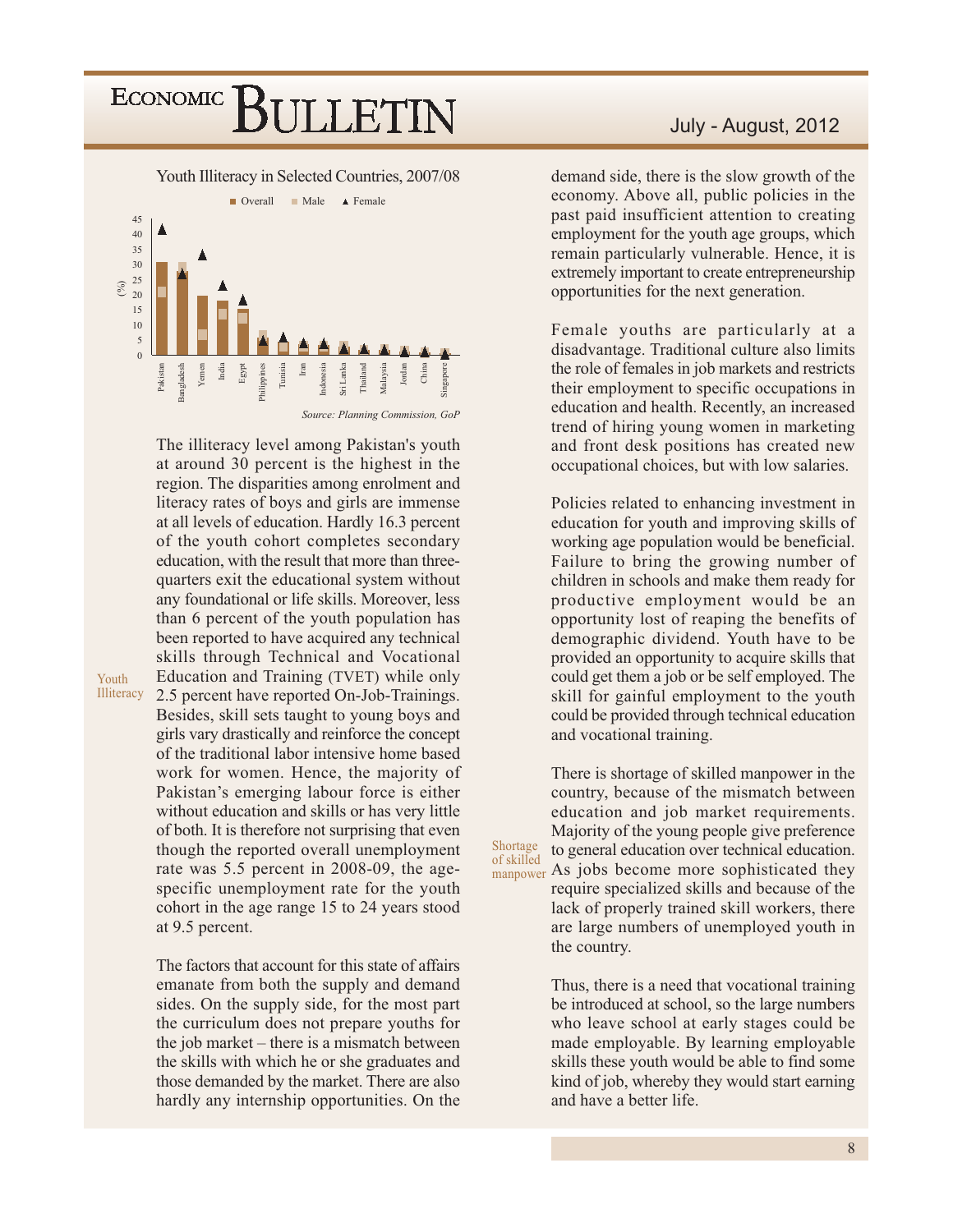Youth Illiteracy in Selected Countries, 2007/08

Overall | Male | Female

(%) 0–45: Pakistan, Bangladesh, Yemen, India, Egypt, Philippines, Tunisia, Iran, Indonesia, Sri Lanka, Thailand, Malaysia, Jordan, China, Singapore

*Source: Planning Commission, GoP*

**Youth Illiteracy**

The illiteracy level among Pakistan's youth at around 30 percent is the highest in the region. The disparities among enrolment and literacy rates of boys and girls are immense at all levels of education. Hardly 16.3 percent of the youth cohort completes secondary education, with the result that more than three-quarters exit the educational system without any foundational or life skills. Moreover, less than 6 percent of the youth population has been reported to have acquired any technical skills through Technical and Vocational Education and Training (TVET) while only 2.5 percent have reported On-Job-Trainings. Besides, skill sets taught to young boys and girls vary drastically and reinforce the concept of the traditional labor intensive home based work for women. Hence, the majority of Pakistan's emerging labour force is either without education and skills or has very little of both. It is therefore not surprising that even though the reported overall unemployment rate was 5.5 percent in 2008-09, the age-specific unemployment rate for the youth cohort in the age range 15 to 24 years stood at 9.5 percent.

The factors that account for this state of affairs emanate from both the supply and demand sides. On the supply side, for the most part the curriculum does not prepare youths for the job market – there is a mismatch between the skills with which he or she graduates and those demanded by the market. There are also hardly any internship opportunities. On the demand side, there is the slow growth of the economy. Above all, public policies in the past paid insufficient attention to creating employment for the youth age groups, which remain particularly vulnerable. Hence, it is extremely important to create entrepreneurship opportunities for the next generation.

Female youths are particularly at a disadvantage. Traditional culture also limits the role of females in job markets and restricts their employment to specific occupations in education and health. Recently, an increased trend of hiring young women in marketing and front desk positions has created new occupational choices, but with low salaries.

Policies related to enhancing investment in education for youth and improving skills of working age population would be beneficial. Failure to bring the growing number of children in schools and make them ready for productive employment would be an opportunity lost of reaping the benefits of demographic dividend. Youth have to be provided an opportunity to acquire skills that could get them a job or be self employed. The skill for gainful employment to the youth could be provided through technical education and vocational training.

**Shortage of skilled manpower**

There is shortage of skilled manpower in the country, because of the mismatch between education and job market requirements. Majority of the young people give preference to general education over technical education. As jobs become more sophisticated they require specialized skills and because of the lack of properly trained skill workers, there are large numbers of unemployed youth in the country.

Thus, there is a need that vocational training be introduced at school, so the large numbers who leave school at early stages could be made employable. By learning employable skills these youth would be able to find some kind of job, whereby they would start earning and have a better life.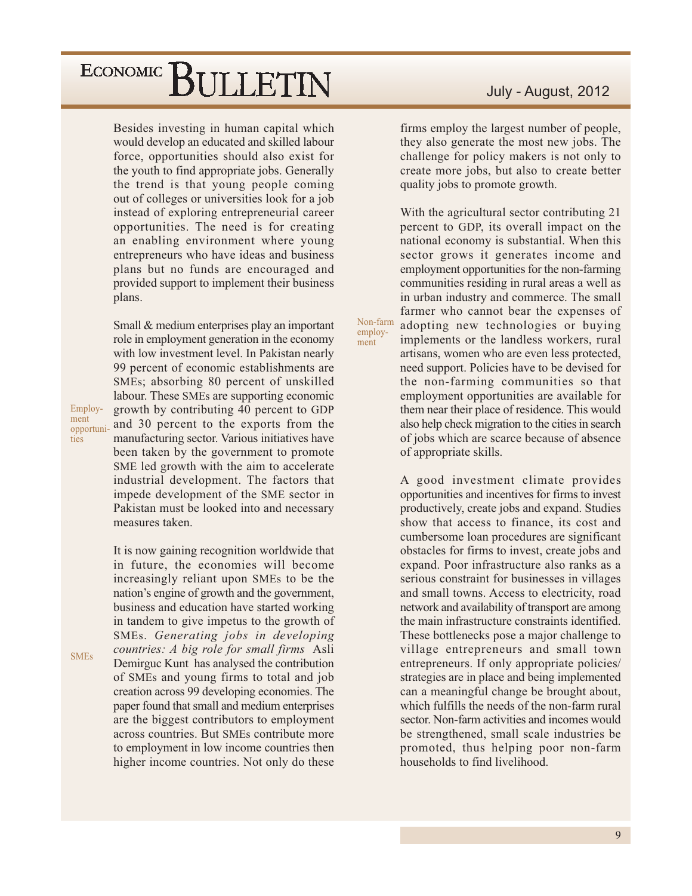Besides investing in human capital which would develop an educated and skilled labour force, opportunities should also exist for the youth to find appropriate jobs. Generally the trend is that young people coming out of colleges or universities look for a job instead of exploring entrepreneurial career opportunities. The need is for creating an enabling environment where young entrepreneurs who have ideas and business plans but no funds are encouraged and provided support to implement their business plans.

Employment opportunities

Small & medium enterprises play an important role in employment generation in the economy with low investment level. In Pakistan nearly 99 percent of economic establishments are SMEs; absorbing 80 percent of unskilled labour. These SMEs are supporting economic growth by contributing 40 percent to GDP and 30 percent to the exports from the manufacturing sector. Various initiatives have been taken by the government to promote SME led growth with the aim to accelerate industrial development. The factors that impede development of the SME sector in Pakistan must be looked into and necessary measures taken.

SMEs

It is now gaining recognition worldwide that in future, the economies will become increasingly reliant upon SMEs to be the nation's engine of growth and the government, business and education have started working in tandem to give impetus to the growth of SMEs. *Generating jobs in developing countries: A big role for small firms* Asli Demirguc Kunt has analysed the contribution of SMEs and young firms to total and job creation across 99 developing economies. The paper found that small and medium enterprises are the biggest contributors to employment across countries. But SMEs contribute more to employment in low income countries then higher income countries. Not only do these firms employ the largest number of people, they also generate the most new jobs. The challenge for policy makers is not only to create more jobs, but also to create better quality jobs to promote growth.

Non-farm employment

With the agricultural sector contributing 21 percent to GDP, its overall impact on the national economy is substantial. When this sector grows it generates income and employment opportunities for the non-farming communities residing in rural areas a well as in urban industry and commerce. The small farmer who cannot bear the expenses of adopting new technologies or buying implements or the landless workers, rural artisans, women who are even less protected, need support. Policies have to be devised for the non-farming communities so that employment opportunities are available for them near their place of residence. This would also help check migration to the cities in search of jobs which are scarce because of absence of appropriate skills.

A good investment climate provides opportunities and incentives for firms to invest productively, create jobs and expand. Studies show that access to finance, its cost and cumbersome loan procedures are significant obstacles for firms to invest, create jobs and expand. Poor infrastructure also ranks as a serious constraint for businesses in villages and small towns. Access to electricity, road network and availability of transport are among the main infrastructure constraints identified. These bottlenecks pose a major challenge to village entrepreneurs and small town entrepreneurs. If only appropriate policies/ strategies are in place and being implemented can a meaningful change be brought about, which fulfills the needs of the non-farm rural sector. Non-farm activities and incomes would be strengthened, small scale industries be promoted, thus helping poor non-farm households to find livelihood.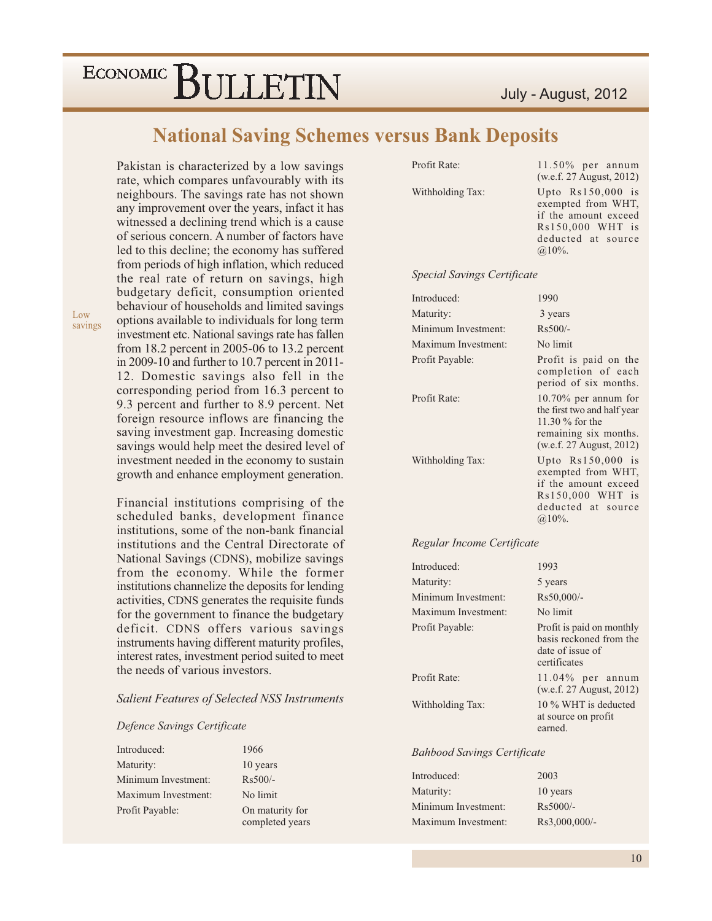# National Saving Schemes versus Bank Deposits

Low savings

Pakistan is characterized by a low savings rate, which compares unfavourably with its neighbours. The savings rate has not shown any improvement over the years, infact it has witnessed a declining trend which is a cause of serious concern. A number of factors have led to this decline; the economy has suffered from periods of high inflation, which reduced the real rate of return on savings, high budgetary deficit, consumption oriented behaviour of households and limited savings options available to individuals for long term investment etc. National savings rate has fallen from 18.2 percent in 2005-06 to 13.2 percent in 2009-10 and further to 10.7 percent in 2011-12. Domestic savings also fell in the corresponding period from 16.3 percent to 9.3 percent and further to 8.9 percent. Net foreign resource inflows are financing the saving investment gap. Increasing domestic savings would help meet the desired level of investment needed in the economy to sustain growth and enhance employment generation.

Financial institutions comprising of the scheduled banks, development finance institutions, some of the non-bank financial institutions and the Central Directorate of National Savings (CDNS), mobilize savings from the economy. While the former institutions channelize the deposits for lending activities, CDNS generates the requisite funds for the government to finance the budgetary deficit. CDNS offers various savings instruments having different maturity profiles, interest rates, investment period suited to meet the needs of various investors.

*Salient Features of Selected NSS Instruments*

*Defence Savings Certificate*

| | |
|---|---|
| Introduced: | 1966 |
| Maturity: | 10 years |
| Minimum Investment: | Rs500/- |
| Maximum Investment: | No limit |
| Profit Payable: | On maturity for completed years |
| Profit Rate: | 11.50% per annum (w.e.f. 27 August, 2012) |
| Withholding Tax: | Upto Rs150,000 is exempted from WHT, if the amount exceed Rs150,000 WHT is deducted at source @10%. |

*Special Savings Certificate*

| | |
|---|---|
| Introduced: | 1990 |
| Maturity: | 3 years |
| Minimum Investment: | Rs500/- |
| Maximum Investment: | No limit |
| Profit Payable: | Profit is paid on the completion of each period of six months. |
| Profit Rate: | 10.70% per annum for the first two and half year 11.30 % for the remaining six months. (w.e.f. 27 August, 2012) |
| Withholding Tax: | Upto Rs150,000 is exempted from WHT, if the amount exceed Rs150,000 WHT is deducted at source @10%. |

*Regular Income Certificate*

| | |
|---|---|
| Introduced: | 1993 |
| Maturity: | 5 years |
| Minimum Investment: | Rs50,000/- |
| Maximum Investment: | No limit |
| Profit Payable: | Profit is paid on monthly basis reckoned from the date of issue of certificates |
| Profit Rate: | 11.04% per annum (w.e.f. 27 August, 2012) |
| Withholding Tax: | 10 % WHT is deducted at source on profit earned. |

*Bahbood Savings Certificate*

| | |
|---|---|
| Introduced: | 2003 |
| Maturity: | 10 years |
| Minimum Investment: | Rs5000/- |
| Maximum Investment: | Rs3,000,000/- |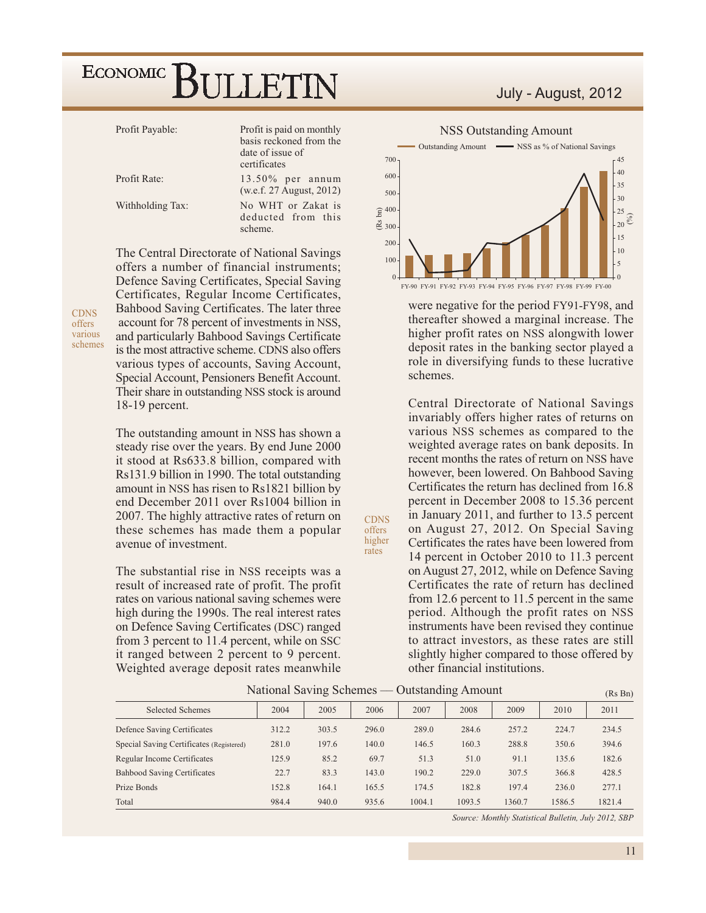| | |
|---|---|
| Profit Payable: | Profit is paid on monthly basis reckoned from the date of issue of certificates |
| Profit Rate: | 13.50% per annum (w.e.f. 27 August, 2012) |
| Withholding Tax: | No WHT or Zakat is deducted from this scheme. |

CDNS offers various schemes

The Central Directorate of National Savings offers a number of financial instruments; Defence Saving Certificates, Special Saving Certificates, Regular Income Certificates, Bahbood Saving Certificates. The later three account for 78 percent of investments in NSS, and particularly Bahbood Savings Certificate is the most attractive scheme. CDNS also offers various types of accounts, Saving Account, Special Account, Pensioners Benefit Account. Their share in outstanding NSS stock is around 18-19 percent.

The outstanding amount in NSS has shown a steady rise over the years. By end June 2000 it stood at Rs633.8 billion, compared with Rs131.9 billion in 1990. The total outstanding amount in NSS has risen to Rs1821 billion by end December 2011 over Rs1004 billion in 2007. The highly attractive rates of return on these schemes has made them a popular avenue of investment.

The substantial rise in NSS receipts was a result of increased rate of profit. The profit rates on various national saving schemes were high during the 1990s. The real interest rates on Defence Saving Certificates (DSC) ranged from 3 percent to 11.4 percent, while on SSC it ranged between 2 percent to 9 percent. Weighted average deposit rates meanwhile were negative for the period FY91-FY98, and thereafter showed a marginal increase. The higher profit rates on NSS alongwith lower deposit rates in the banking sector played a role in diversifying funds to these lucrative schemes.

CDNS offers higher rates

Central Directorate of National Savings invariably offers higher rates of returns on various NSS schemes as compared to the weighted average rates on bank deposits. In recent months the rates of return on NSS have however, been lowered. On Bahbood Saving Certificates the return has declined from 16.8 percent in December 2008 to 15.36 percent in January 2011, and further to 13.5 percent on August 27, 2012. On Special Saving Certificates the rates have been lowered from 14 percent in October 2010 to 11.3 percent on August 27, 2012, while on Defence Saving Certificates the rate of return has declined from 12.6 percent to 11.5 percent in the same period. Although the profit rates on NSS instruments have been revised they continue to attract investors, as these rates are still slightly higher compared to those offered by other financial institutions.

**NSS Outstanding Amount**

(Chart: Outstanding Amount (Rs bn) bars and NSS as % of National Savings line, FY-90 to FY-00)

**National Saving Schemes — Outstanding Amount** (Rs Bn)

| Selected Schemes | 2004 | 2005 | 2006 | 2007 | 2008 | 2009 | 2010 | 2011 |
|---|---|---|---|---|---|---|---|---|
| Defence Saving Certificates | 312.2 | 303.5 | 296.0 | 289.0 | 284.6 | 257.2 | 224.7 | 234.5 |
| Special Saving Certificates (Registered) | 281.0 | 197.6 | 140.0 | 146.5 | 160.3 | 288.8 | 350.6 | 394.6 |
| Regular Income Certificates | 125.9 | 85.2 | 69.7 | 51.3 | 51.0 | 91.1 | 135.6 | 182.6 |
| Bahbood Saving Certificates | 22.7 | 83.3 | 143.0 | 190.2 | 229.0 | 307.5 | 366.8 | 428.5 |
| Prize Bonds | 152.8 | 164.1 | 165.5 | 174.5 | 182.8 | 197.4 | 236.0 | 277.1 |
| Total | 984.4 | 940.0 | 935.6 | 1004.1 | 1093.5 | 1360.7 | 1586.5 | 1821.4 |

*Source: Monthly Statistical Bulletin, July 2012, SBP*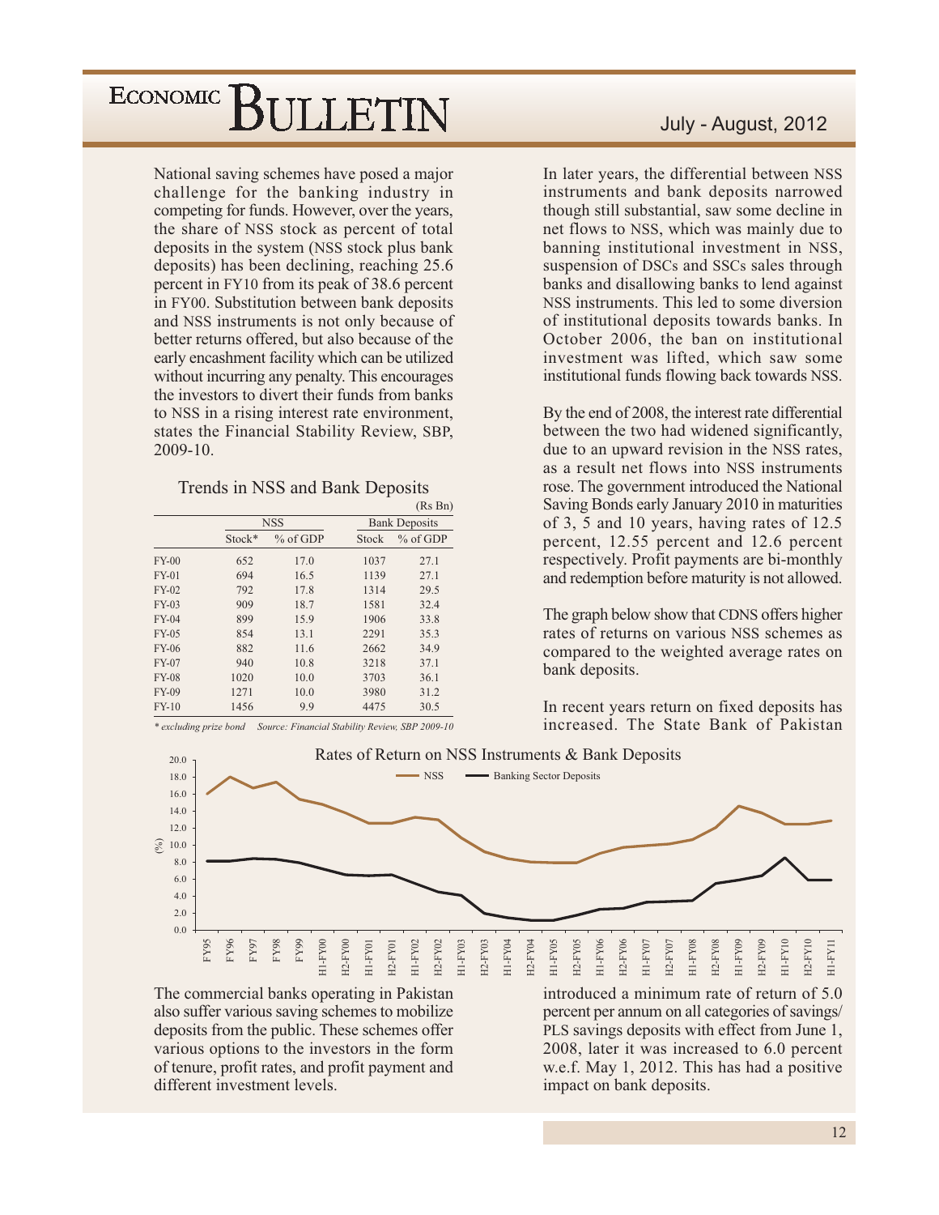National saving schemes have posed a major challenge for the banking industry in competing for funds. However, over the years, the share of NSS stock as percent of total deposits in the system (NSS stock plus bank deposits) has been declining, reaching 25.6 percent in FY10 from its peak of 38.6 percent in FY00. Substitution between bank deposits and NSS instruments is not only because of better returns offered, but also because of the early encashment facility which can be utilized without incurring any penalty. This encourages the investors to divert their funds from banks to NSS in a rising interest rate environment, states the Financial Stability Review, SBP, 2009-10.

Trends in NSS and Bank Deposits

(Rs Bn)

| | NSS | | Bank Deposits | |
|---|---|---|---|---|
| | Stock* | % of GDP | Stock | % of GDP |
| FY-00 | 652 | 17.0 | 1037 | 27.1 |
| FY-01 | 694 | 16.5 | 1139 | 27.1 |
| FY-02 | 792 | 17.8 | 1314 | 29.5 |
| FY-03 | 909 | 18.7 | 1581 | 32.4 |
| FY-04 | 899 | 15.9 | 1906 | 33.8 |
| FY-05 | 854 | 13.1 | 2291 | 35.3 |
| FY-06 | 882 | 11.6 | 2662 | 34.9 |
| FY-07 | 940 | 10.8 | 3218 | 37.1 |
| FY-08 | 1020 | 10.0 | 3703 | 36.1 |
| FY-09 | 1271 | 10.0 | 3980 | 31.2 |
| FY-10 | 1456 | 9.9 | 4475 | 30.5 |

*\* excluding prize bond    Source: Financial Stability Review, SBP 2009-10*

In later years, the differential between NSS instruments and bank deposits narrowed though still substantial, saw some decline in net flows to NSS, which was mainly due to banning institutional investment in NSS, suspension of DSCs and SSCs sales through banks and disallowing banks to lend against NSS instruments. This led to some diversion of institutional deposits towards banks. In October 2006, the ban on institutional investment was lifted, which saw some institutional funds flowing back towards NSS.

By the end of 2008, the interest rate differential between the two had widened significantly, due to an upward revision in the NSS rates, as a result net flows into NSS instruments rose. The government introduced the National Saving Bonds early January 2010 in maturities of 3, 5 and 10 years, having rates of 12.5 percent, 12.55 percent and 12.6 percent respectively. Profit payments are bi-monthly and redemption before maturity is not allowed.

The graph below show that CDNS offers higher rates of returns on various NSS schemes as compared to the weighted average rates on bank deposits.

In recent years return on fixed deposits has increased. The State Bank of Pakistan introduced a minimum rate of return of 5.0 percent per annum on all categories of savings/ PLS savings deposits with effect from June 1, 2008, later it was increased to 6.0 percent w.e.f. May 1, 2012. This has had a positive impact on bank deposits.

Rates of Return on NSS Instruments & Bank Deposits

The commercial banks operating in Pakistan also suffer various saving schemes to mobilize deposits from the public. These schemes offer various options to the investors in the form of tenure, profit rates, and profit payment and different investment levels.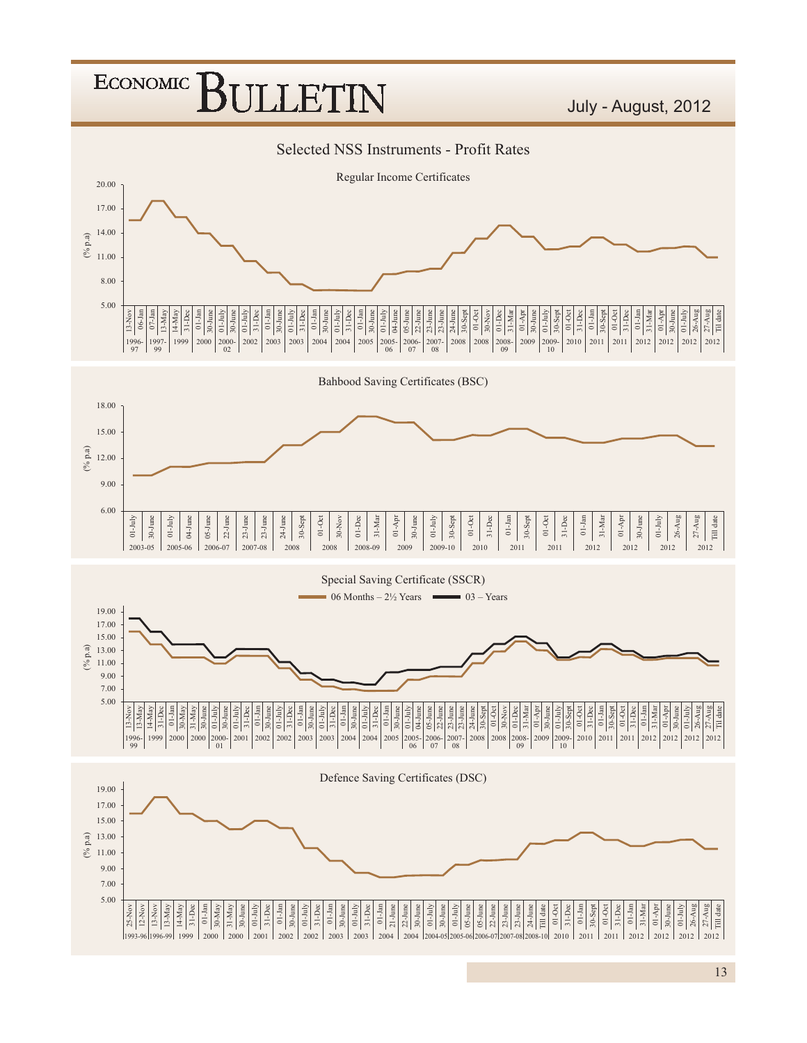## Selected NSS Instruments - Profit Rates

### Regular Income Certificates

(% p.a)

### Bahbood Saving Certificates (BSC)

(% p.a)

### Special Saving Certificate (SSCR)

06 Months – 2½ Years | 03 – Years

(% p.a)

### Defence Saving Certificates (DSC)

(% p.a)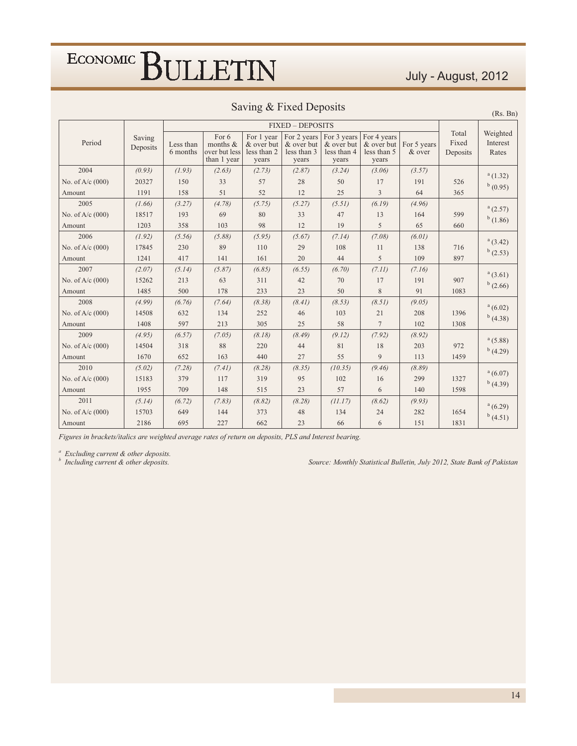## Saving & Fixed Deposits

(Rs. Bn)

| Period | Saving Deposits | FIXED – DEPOSITS | | | | | | | Total Fixed Deposits | Weighted Interest Rates |
|---|---|---|---|---|---|---|---|---|---|---|
| | | Less than 6 months | For 6 months & over but less than 1 year | For 1 year & over but less than 2 years | For 2 years & over but less than 3 years | For 3 years & over but less than 4 years | For 4 years & over but less than 5 years | For 5 years & over | | |
| 2004 | *(0.93)* | *(1.93)* | *(2.63)* | *(2.73)* | *(2.87)* | *(3.24)* | *(3.06)* | *(3.57)* | | [a] (1.32) |
| No. of A/c (000) | 20327 | 150 | 33 | 57 | 28 | 50 | 17 | 191 | 526 | [b] (0.95) |
| Amount | 1191 | 158 | 51 | 52 | 12 | 25 | 3 | 64 | 365 | |
| 2005 | *(1.66)* | *(3.27)* | *(4.78)* | *(5.75)* | *(5.27)* | *(5.51)* | *(6.19)* | *(4.96)* | | [a] (2.57) |
| No. of A/c (000) | 18517 | 193 | 69 | 80 | 33 | 47 | 13 | 164 | 599 | [b] (1.86) |
| Amount | 1203 | 358 | 103 | 98 | 12 | 19 | 5 | 65 | 660 | |
| 2006 | *(1.92)* | *(5.56)* | *(5.88)* | *(5.95)* | *(5.67)* | *(7.14)* | *(7.08)* | *(6.01)* | | [a] (3.42) |
| No. of A/c (000) | 17845 | 230 | 89 | 110 | 29 | 108 | 11 | 138 | 716 | [b] (2.53) |
| Amount | 1241 | 417 | 141 | 161 | 20 | 44 | 5 | 109 | 897 | |
| 2007 | *(2.07)* | *(5.14)* | *(5.87)* | *(6.85)* | *(6.55)* | *(6.70)* | *(7.11)* | *(7.16)* | | [a] (3.61) |
| No. of A/c (000) | 15262 | 213 | 63 | 311 | 42 | 70 | 17 | 191 | 907 | [b] (2.66) |
| Amount | 1485 | 500 | 178 | 233 | 23 | 50 | 8 | 91 | 1083 | |
| 2008 | *(4.99)* | *(6.76)* | *(7.64)* | *(8.38)* | *(8.41)* | *(8.53)* | *(8.51)* | *(9.05)* | | [a] (6.02) |
| No. of A/c (000) | 14508 | 632 | 134 | 252 | 46 | 103 | 21 | 208 | 1396 | [b] (4.38) |
| Amount | 1408 | 597 | 213 | 305 | 25 | 58 | 7 | 102 | 1308 | |
| 2009 | *(4.95)* | *(6.57)* | *(7.05)* | *(8.18)* | *(8.49)* | *(9.12)* | *(7.92)* | *(8.92)* | | [a] (5.88) |
| No. of A/c (000) | 14504 | 318 | 88 | 220 | 44 | 81 | 18 | 203 | 972 | [b] (4.29) |
| Amount | 1670 | 652 | 163 | 440 | 27 | 55 | 9 | 113 | 1459 | |
| 2010 | *(5.02)* | *(7.28)* | *(7.41)* | *(8.28)* | *(8.35)* | *(10.35)* | *(9.46)* | *(8.89)* | | [a] (6.07) |
| No. of A/c (000) | 15183 | 379 | 117 | 319 | 95 | 102 | 16 | 299 | 1327 | [b] (4.39) |
| Amount | 1955 | 709 | 148 | 515 | 23 | 57 | 6 | 140 | 1598 | |
| 2011 | *(5.14)* | *(6.72)* | *(7.83)* | *(8.82)* | *(8.28)* | *(11.17)* | *(8.62)* | *(9.93)* | | [a] (6.29) |
| No. of A/c (000) | 15703 | 649 | 144 | 373 | 48 | 134 | 24 | 282 | 1654 | [b] (4.51) |
| Amount | 2186 | 695 | 227 | 662 | 23 | 66 | 6 | 151 | 1831 | |

*Figures in brackets/italics are weighted average rates of return on deposits, PLS and Interest bearing.*

[a] *Excluding current & other deposits.*
[b] *Including current & other deposits.*

*Source: Monthly Statistical Bulletin, July 2012, State Bank of Pakistan*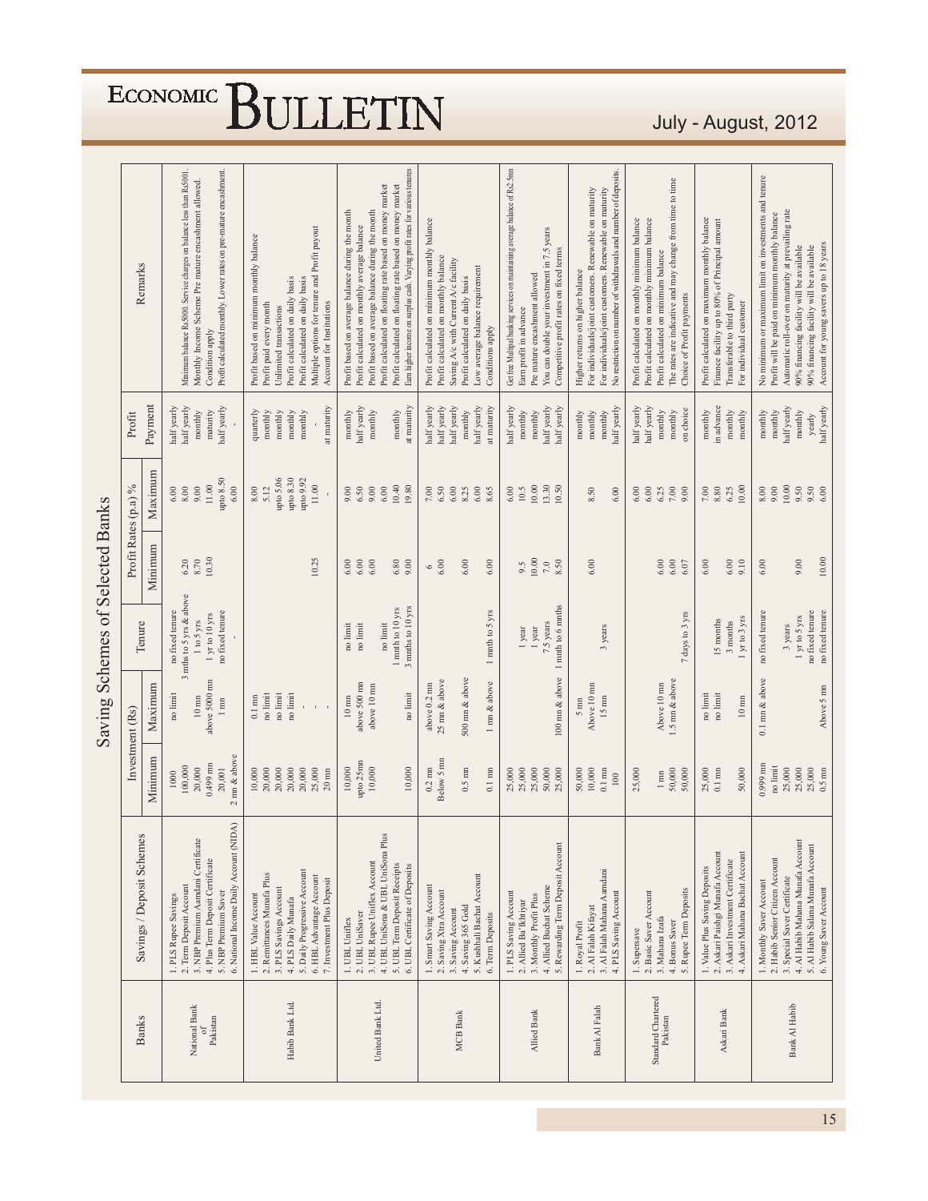# Saving Schemes of Selected Banks

| Banks | Savings / Deposit Schemes | Investment (Rs) | | Tenure | Profit Rates (p.a) % | | Profit Payment | Remarks |
|---|---|---|---|---|---|---|---|---|
| | | Minimum | Maximum | | Minimum | Maximum | | |
| National Bank of Pakistan | 1. PLS Rupee Savings | 1000 | no limit | no fixed tenure | | 6.00 | half yearly | |
| | 2. Term Deposit Account | 100,000 | | 3 mths to 5 yrs & above | 6.20 | 8.00 | half yearly | Minimum balance Rs5000. Service charges on balance less than Rs5000. |
| | 3. NBP Premium Aamdani Certificate | 20,000 | 10 mn | 1 to 5 yrs | 8.70 | 9.00 | monthly | Monthly Income Scheme Pre mature encashment allowed. |
| | 4. Plus Term Deposit Certificate | 0.499 mn | above 5000 mn | 1 yr to 10 yrs | 10.30 | 11.00 | maturity | Condition apply |
| | 5. NBP Premium Saver | 20,001 | 1 mn | no fixed tenure | | upto 8.50 | half yearly | Profit calculated monthly. Lower rates on pre-mature encashment. |
| | 6. National Income Daily Account (NIDA) | 2 mn & above | | - | - | 6.00 | - | |
| Habib Bank Ltd. | 1. HBL Value Account | 10,000 | 0.1 mn | | | 8.00 | quarterly | Profit based on minimum monthly balance |
| | 2. Remittances Munafa Plus | 20,000 | no limit | | | 5.12 | monthly | Profit paid every month |
| | 3. PLS Savings Account | 20,000 | no limit | | | upto 5.06 | monthly | Unlimited transactions |
| | 4. PLS Daily Munafa | 20,000 | no limit | | | upto 8.30 | monthly | Profit calculated on daily basis |
| | 5. Daily Progressive Account | 20,000 | - | | | upto 9.92 | monthly | Profit calculated on daily basis |
| | 6. HBL Advantage Account | 25,000 | - | | 10.25 | 11.00 | - | Multiple options for tenure and Profit payout |
| | 7. Investment Plus Deposit | 20 mn | - | | | - | at maturity | Account for Institutions |
| United Bank Ltd. | 1. UBL Uniflex | 10,000 | 10 mn | no limit | 6.00 | 9.00 | monthly | Profit based on average balance during the month |
| | 2. UBL UniSaver | upto 25mn | above 500 mn | no limit | 6.00 | 6.50 | half yearly | Profit calculated on monthly average balance |
| | 3. UBL Rupee Uniflex Account | 10,000 | above 10 mn | | 6.00 | 9.00 | monthly | Profit based on average balance during the month |
| | 4. UBL UniSona & UBL UniSona Plus | | | no limit | | 6.00 | | Profit calculated on floating rate based on money market |
| | 5. UBL Term Deposit Receipts | | | 1 mnth to 10 yrs | 6.80 | 10.40 | monthly | Profit calculated on floating rate based on money market |
| | 6. UBL Certificate of Deposits | 10,000 | no limit | 3 mnths to 10 yrs | 9.00 | 19.80 | at maturity | Earn higher income on surplus cash. Varying profit rates for various tenures |
| MCB Bank | 1. Smart Saving Account | 0.2 mn | above 0.2 mn | | 6 | 7.00 | half yearly | Profit calculated on minimum monthly balance |
| | 2. Saving Xtra Account | Below 5 mn | 25 mn & above | | 6.00 | 6.50 | half yearly | Profit calculated on monthly balance |
| | 3. Saving Account | | | | | 6.00 | half yearly | Saving A/c with Current A/c facility |
| | 4. Saving 365 Gold | 0.5 mn | 500 mn & above | | 6.00 | 8.25 | monthly | Profit calculated on daily basis |
| | 5. Kushhali Bachat Account | | | | | 6.00 | half yearly | Low average balance requirement |
| | 6. Term Deposits | 0.1 mn | 1 mn & above | 1 mnth to 5 yrs | 6.00 | 8.65 | at maturity | Conditions apply |
| Allied Bank | 1. PLS Saving Account | 25,000 | | | | 6.00 | half yearly | Get free Mahipal banking services on maintaining average balance of Rs2.5mn |
| | 2. Allied Ba'Ikhtiyar | 25,000 | | 1 year | 9.5 | 10.5 | monthly | Earn profit in advance |
| | 3. Monthly Profit Plus | 25,000 | | 1 year | 10.00 | 10.00 | monthly | Pre mature encashment allowed |
| | 4. Allied Bachat Scheme | 50,000 | | 7.5 years | 7.0 | 13.30 | half yearly | You can double your investment in 7.5 years |
| | 5. Rewarding Term Deposit Account | 25,000 | 100 mn & above | 1 mnth to 6 mnths | 8.50 | 10.50 | half yearly | Competitive profit rates on fixed terms |
| Bank Al Falah | 1. Royal Profit | 50,000 | 5 mn | | | | monthly | Higher returns on higher balance |
| | 2. Al Falah Kifayat | 10,000 | Above 10 mn | | | | monthly | For individuals/joint customers. Renewable on maturity |
| | 3. Al Falah Mahana Aamdani | 0.1 mn | 15 mn | 3 years | 6.00 | 8.50 | monthly | For individuals/joint customers. Renewable on maturity |
| | 4. PLS Saving Account | 100 | | | | 6.00 | half yearly | No restriction on number of withdrawals and number of deposits. |
| Standard Chartered Pakistan | 1. Supersave | 25,000 | | | | 6.00 | half yearly | Profit calculated on monthly minimum balance |
| | 2. Basic Saver Account | | | | | 6.00 | half yearly | Profit calculated on monthly minimum balance |
| | 3. Mahana Izafa | 1 mn | Above 10 mn | | 6.00 | 6.25 | monthly | Profit calculated on minimum balance |
| | 4. Bonus Saver | 50,000 | 1.5 mn & above | | 6.00 | 7.00 | monthly | The rates are indicative and may change from time to time |
| | 5. Rupee Term Deposits | 50,000 | | 7 days to 3 yrs | 6.07 | 9.00 | on choice | Choice of Profit payments |
| Askari Bank | 1. Value Plus Saving Deposits | 25,000 | no limit | | 6.00 | 7.00 | monthly | Profit calculated on maximum monthly balance |
| | 2. Askari Paishgi Munafa Account | 0.1 mn | no limit | 15 months | | 8.80 | in advance | Finance facility up to 80% of Principal amount |
| | 3. Askari Investment Certificate | | | 3 months | 6.00 | 6.25 | monthly | Transferable to third party |
| | 4. Askari Bachat Account | 50,000 | 10 mn | 1 yr to 3 yrs | 9.10 | 10.00 | monthly | For individual customer |
| Bank Al Habib | 1. Monthly Saver Account | 0.999 mn | 0.1 mn & above | no fixed tenure | 6.00 | 8.00 | monthly | No minimum or maximum limit on investments and tenure |
| | 2. Habib Senior Citizen Account | no limit | | | | 9.00 | monthly | Profit will be paid on minimum monthly balance |
| | 3. Special Saver Certificate | 25,000 | | 3 years | | 10.00 | half yearly | Automatic roll-over on maturity at prevailing rate |
| | 4. Al Habib Mahana Munafa Account | 25,000 | | 1 yr to 5 yrs | 9.00 | 9.50 | monthly | 90% financing facility will be available |
| | 5. Al Habib Salana Munafa Account | 25,000 | | no fixed tenure | | 9.50 | yearly | 90% financing facility will be available |
| | 6. Young Saver Account | 0.5 mn | Above 5 mn | no fixed tenure | 10.00 | 6.00 | half yearly | Account for young savers up to 18 years |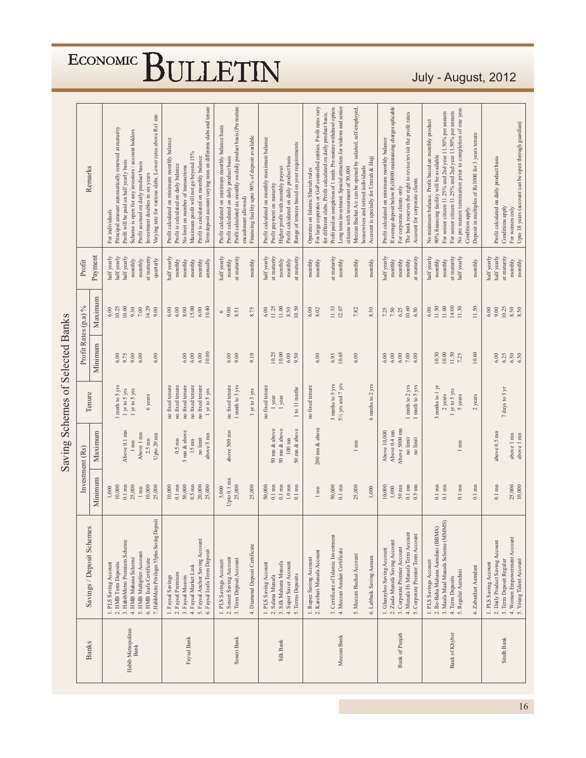# Saving Schemes of Selected Banks

| Banks | Savings / Deposit Schemes | Investment (Rs) | | Tenure | Profit Rates (p.a) % | | Profit Payment | Remarks |
|---|---|---|---|---|---|---|---|---|
| | | Minimum | Maximum | | Minimum | Maximum | | |
| Habib Metropolitan Bank | 1. PLS Saving Account | 1,000 | | | | 6.00 | half yearly | For individuals |
| | 2. HMB Term Deposits | 10,000 | | 1 mnth to 5 yrs | 6.00 | 10.25 | half yearly | Principal amount automatically renewed at maturity |
| | 3. HabibMetro Premium Scheme | 0.1 mn | Above 0.1 mn | 1 yr to 5 yrs | 9.75 | 10.00 | half yearly | Profit will be paid on half yearly basis |
| | 4. HMB Mahana Scheme | 25,000 | 1 mn | 1 yr to 5 yrs | 9.00 | 9.30 | monthly | Scheme is open for any investors / account holders |
| | 5. HMB Multiplier Account | 1 mn | Above 1 mn | | 6.00 | 7.00 | monthly | Profit accrued on daily product basis |
| | 6. HMB Izafa Certificate | 10,000 | 2.5 mn | 6 years | | 14.29 | at maturity | Investment doubles in six years |
| | 7. HabibMetro Privileges 55plus Saving Deposit | 25,000 | Upto 20 mn | | 6.00 | 9.00 | quarterly | Varying rate for various slabs. Lower rates above Rs1 mn |
| Faysal Bank | 1. Faysal Savings | 10,000 | | no fixed tenure | | 6.00 | half yearly | Profit calculated on minimum monthly balance |
| | 2. Faysal Premium | 0.1 mn | 0.5 mn | no fixed tenure | | 6.00 | monthly | Profit is calculated on daily balance |
| | 3. Faysal Moavin | 50,000 | 5 mn & above | no fixed tenure | 6.00 | 8.00 | monthly | No limit on number of transactions |
| | 4. Faysal Market Link | 0.5 mn | 15 mn | no fixed tenure | 6.00 | 15.00 | monthly | Maximum profit will not go beyond 15% |
| | 5. Faysal Anchor Saving Account | 20,000 | no limit | no fixed tenure | 6.00 | 6.00 | monthly | Profit is calculated on monthly balance |
| | 6. Faysal Izafa Term Deposit | 25,000 | above 5 mn | 1 yr to 5 yrs | 10.00 | 10.40 | annually | Term deposit account varying rates on differents slabs and tenure |
| Soneri Bank | 1. PLS Savings Account | 5,000 | | | | 6 | half yearly | Profit calculated on minimum monthly balance basis |
| | 2. Soneri Saving Account | Upto 0.1 mn | above 500 mn | no fixed tenure | 6.00 | 9.00 | monthly | Profit calculated on daily product basis |
| | 3. Term Deposit Account | 25,000 | | 1 mnth to 3 yrs | 9.00 | 8.51 | at maturity | Profit calculated six monthly on daily product basis (Pre mature encashment allowed) |
| | 4. Diamond Deposit Certificate | 25,000 | | 1 yr to 3 yrs | 9.10 | 8.75 | monthly | Financing facility upto 90% of deposit available |
| Silk Bank | 1. PLS Saving Account | 50,000 | | no fixed tenure | | 6.00 | half yearly | Profit calculated on monthly maximum balance |
| | 2. Salana Munafa | 0.1 mn | 50 mn & above | 1 year | 10.25 | 11.25 | at maturity | Profit payment on maturity |
| | 3. Silk Mahana Munafa | 0.1 mn | 50 mn & above | 1 year | 10.00 | 11.00 | monthly | Higher profit with monthly payout |
| | 4. Super Saver Account | 1.0 mn | 100 mn | | 6.00 | 8.50 | monthly | Profit calculated on daily product basis |
| | 5. Terms Deposits | 0.1 mn | 50 mn & above | 1 to 11 mnths | 9.50 | 10.50 | at maturity | Range of tenures based on your requirements |
| Meezan Bank | 1. Rupee Saving Account | | | no fixed tenure | | 6.00 | monthly | Operates on Islamic Shariah rules |
| | 2. Karobari Munafa Account | 1 mn | 200 mn & above | | 6.00 | 8.02 | monthly | For large coperates or GoP controlled entities. Profit rates vary for different slabs. Profit calculated on daily product basis. |
| | 3. Certificate of Islamic Investment | 50,000 | | 3 mnths to 5 yrs | 6.95 | 11.53 | at maturity | Profit paid on completion of 1 mnth. Pre-mature withdrawl option. |
| | 4. Meezan Amdan Certificate | 0.1 mn | | 5½ yrs and 7 yrs | 10.65 | 12.07 | monthly | Long term investment. Special attraction for widows and senior citizens with investment of 50,000 |
| | 5. Meezan Bachat Account | 25,000 | 1 mn | | 6.00 | 7.82 | monthly | Meezan Bachat A/c can be opened by salaried, self-employed, housewives and retired individuals |
| | 6. Labbaik Saving Aasaan | 1,000 | | 6 mnths to 2 yrs | | 8.50 | monthly | Account is specially for Umrah & Hajj |
| Bank of Punjab | 1. Gharayloo Saving Account | 10,000 | Above 10,000 | | 6.00 | 7.25 | half yearly | Profit calculated on minimum monthly balance |
| | 2. Ziada Munafa Saving Account | 1,000 | Above 0.4 mn | | 6.00 | 7.50 | monthly | If average deposit below Rs10000 maintaining charges apicable |
| | 3. Corporate Premier Account | 50 mn | Above 5000 mn | | 6.00 | 6.25 | monthly | For corporate clients only |
| | 4. Munafa Hi Munafa Term Account | 0.1 mn | no limit | 1 mnth to 2 yrs | 7.00 | 10.60 | monthly | The bank reserves the right to revise/revisit the profit rates |
| | 5. Corporate Premier Term Account | 0.5 mn | no limit | 1 mnth to 5 yrs | 6.00 | 6.50 | at maturity | Account for corporate clients |
| Bank of Khyber | 1. PLS Savings Account | | | | | 6.00 | half yearly | No minimum balance. Profit based on monthly product |
| | 2. Be-Baha Mahana Aamdani (BBMA) | 0.1 mn | | 3 mnths to 1 yr | 10.50 | 11.50 | monthly | 90% financing facility will be available |
| | 3. Maala Maal Munafa Scheme (MMMS) | 0.1 mn | | 2 years | 10.00 | 11.00 | monthly | For senior citizen 11.25% and 2nd year 11.50% per annum |
| | 4. Term Deposits | | | 1 yr to 5 yrs | 11.50 | 14.00 | at maturity | For senior citizen 11.25% and 2nd year 11.50% per annum |
| | 5. Regular Aamdani | 0.1 mn | 1 mn | 5 years | 7.25 | 11.30 | half yearly | No pre mature termination prior to completion of one year. Condition apply. |
| | 6. Zabardast Aamdani | 0.1 mn | | 2 years | 10.60 | 11.50 | monthly | Deposit in multiples of Rs1000 for 3 years tenure |
| Sindh Bank | 1. PLS Saving Account | | | | 6.00 | 6.00 | half yearly | |
| | 2. Daily Product Saving Account | 0.1 mn | above 0.5 mn | | 6.25 | 9.00 | half yearly | Profit calculated on daily product basis |
| | 3. Term Deposit Regular | | | 7 days to 3 yr | | 10.25 | at maturity | Conditions apply |
| | 4. Women Empowerment Account | 25,000 | above 1 mn | | 6.50 | 8.50 | monthly | For women only |
| | 5. Young Talent Account | 10,000 | above 1 mn | | 6.50 | 8.50 | monthly | Upto 18 years (account can be open through guardian) |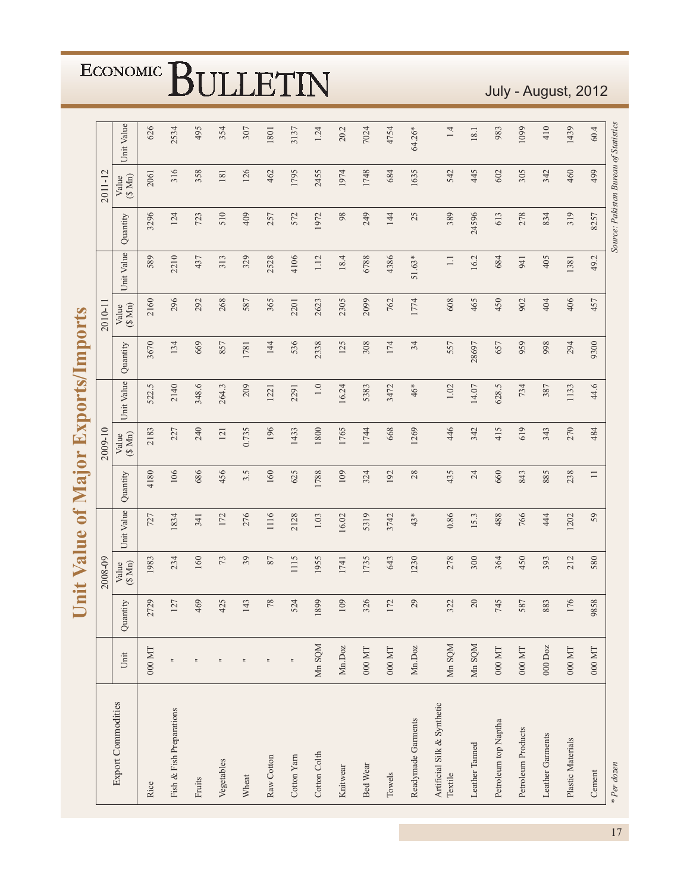# Unit Value of Major Exports/Imports

| Export Commodities | Unit | 2008-09 | | | 2009-10 | | | 2010-11 | | | 2011-12 | | |
|---|---|---|---|---|---|---|---|---|---|---|---|---|---|
| | | Quantity | Value ($ Mn) | Unit Value | Quantity | Value ($ Mn) | Unit Value | Quantity | Value ($ Mn) | Unit Value | Quantity | Value ($ Mn) | Unit Value |
| Rice | 000 MT | 2729 | 1983 | 727 | 4180 | 2183 | 522.5 | 3670 | 2160 | 589 | 3296 | 2061 | 626 |
| Fish & Fish Preparations | " | 127 | 234 | 1834 | 106 | 227 | 2140 | 134 | 296 | 2210 | 124 | 316 | 2534 |
| Fruits | " | 469 | 160 | 341 | 686 | 240 | 348.6 | 669 | 292 | 437 | 723 | 358 | 495 |
| Vegetables | " | 425 | 73 | 172 | 456 | 121 | 264.3 | 857 | 268 | 313 | 510 | 181 | 354 |
| Wheat | " | 143 | 39 | 276 | 3.5 | 0.735 | 209 | 1781 | 587 | 329 | 409 | 126 | 307 |
| Raw Cotton | " | 78 | 87 | 1116 | 160 | 196 | 1221 | 144 | 365 | 2528 | 257 | 462 | 1801 |
| Cotton Yarn | " | 524 | 1115 | 2128 | 625 | 1433 | 2291 | 536 | 2201 | 4106 | 572 | 1795 | 3137 |
| Cotton Colth | Mn SQM | 1899 | 1955 | 1.03 | 1788 | 1800 | 1.0 | 2338 | 2623 | 1.12 | 1972 | 2455 | 1.24 |
| Knitwear | Mn.Doz | 109 | 1741 | 16.02 | 109 | 1765 | 16.24 | 125 | 2305 | 18.4 | 98 | 1974 | 20.2 |
| Bed Wear | 000 MT | 326 | 1735 | 5319 | 324 | 1744 | 5383 | 308 | 2099 | 6788 | 249 | 1748 | 7024 |
| Towels | 000 MT | 172 | 643 | 3742 | 192 | 668 | 3472 | 174 | 762 | 4386 | 144 | 684 | 4754 |
| Readymade Garments | Mn.Doz | 29 | 1230 | 43* | 28 | 1269 | 46* | 34 | 1774 | 51.63* | 25 | 1635 | 64.26* |
| Artificial Silk & Synthetic Textile | Mn SQM | 322 | 278 | 0.86 | 435 | 446 | 1.02 | 557 | 608 | 1.1 | 389 | 542 | 1.4 |
| Leather Tanned | Mn SQM | 20 | 300 | 15.3 | 24 | 342 | 14.07 | 28697 | 465 | 16.2 | 24596 | 445 | 18.1 |
| Petroleum top Naptha | 000 MT | 745 | 364 | 488 | 660 | 415 | 628.5 | 657 | 450 | 684 | 613 | 602 | 983 |
| Petroleum Products | 000 MT | 587 | 450 | 766 | 843 | 619 | 734 | 959 | 902 | 941 | 278 | 305 | 1099 |
| Leather Garments | 000 Doz | 883 | 393 | 444 | 885 | 343 | 387 | 998 | 404 | 405 | 834 | 342 | 410 |
| Plastic Materials | 000 MT | 176 | 212 | 1202 | 238 | 270 | 1133 | 294 | 406 | 1381 | 319 | 460 | 1439 |
| Cement | 000 MT | 9858 | 580 | 59 | 11 | 484 | 44.6 | 9300 | 457 | 49.2 | 8257 | 499 | 60.4 |

*\* Per dozen*

*Source: Pakistan Bureau of Statistics*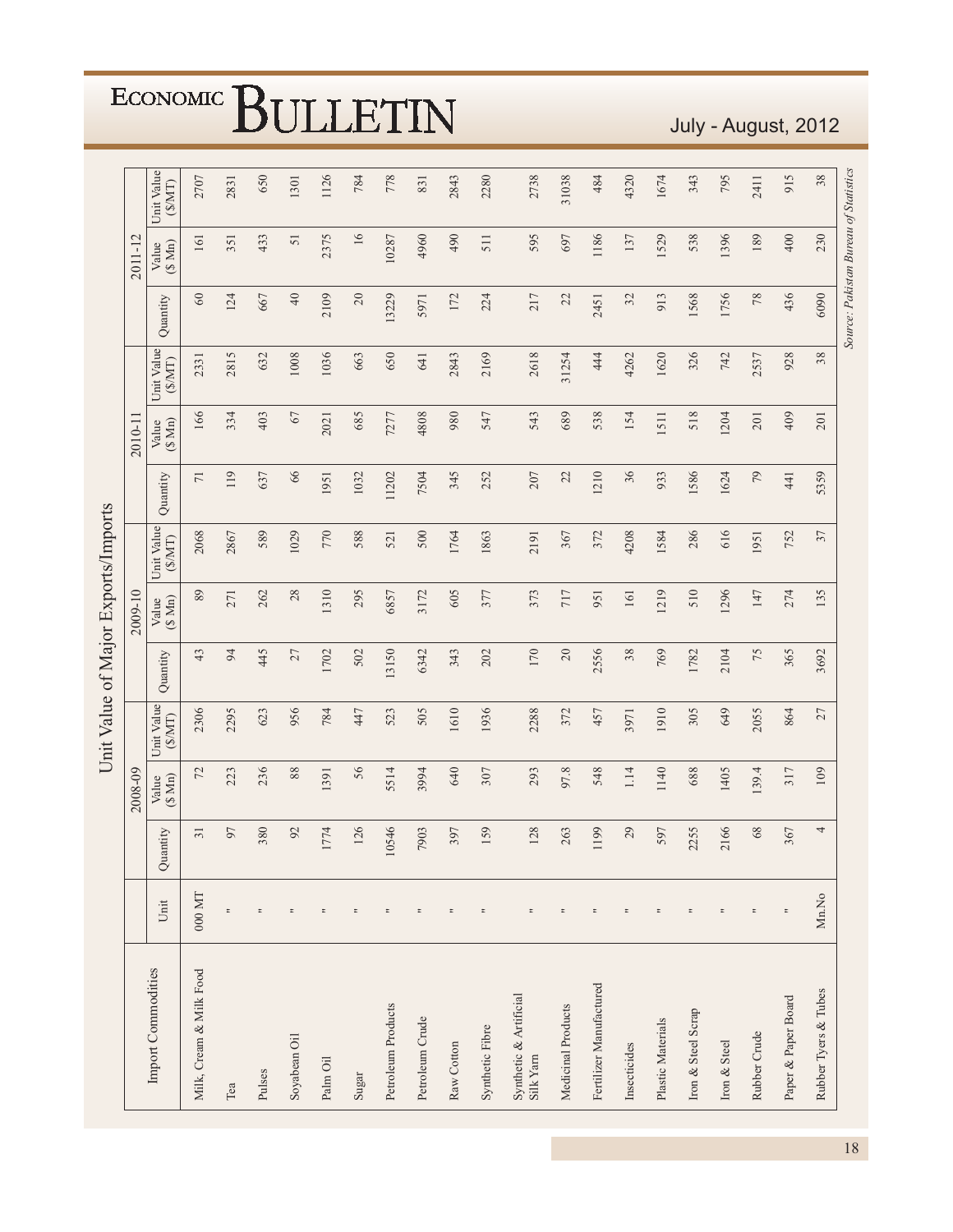# Unit Value of Major Exports/Imports

| Import Commodities | Unit | 2008-09 | | | 2009-10 | | | 2010-11 | | | 2011-12 | | |
|---|---|---|---|---|---|---|---|---|---|---|---|---|---|
| | | Quantity | Value ($ Mn) | Unit Value ($/MT) | Quantity | Value ($ Mn) | Unit Value ($/MT) | Quantity | Value ($ Mn) | Unit Value ($/MT) | Quantity | Value ($ Mn) | Unit Value ($/MT) |
| Milk, Cream & Milk Food | 000 MT | 31 | 72 | 2306 | 43 | 89 | 2068 | 71 | 166 | 2331 | 60 | 161 | 2707 |
| Tea | " | 97 | 223 | 2295 | 94 | 271 | 2867 | 119 | 334 | 2815 | 124 | 351 | 2831 |
| Pulses | " | 380 | 236 | 623 | 445 | 262 | 589 | 637 | 403 | 632 | 667 | 433 | 650 |
| Soyabean Oil | " | 92 | 88 | 956 | 27 | 28 | 1029 | 66 | 67 | 1008 | 40 | 51 | 1301 |
| Palm Oil | " | 1774 | 1391 | 784 | 1702 | 1310 | 770 | 1951 | 2021 | 1036 | 2109 | 2375 | 1126 |
| Sugar | " | 126 | 56 | 447 | 502 | 295 | 588 | 1032 | 685 | 663 | 20 | 16 | 784 |
| Petroleum Products | " | 10546 | 5514 | 523 | 13150 | 6857 | 521 | 11202 | 7277 | 650 | 13229 | 10287 | 778 |
| Petroleum Crude | " | 7903 | 3994 | 505 | 6342 | 3172 | 500 | 7504 | 4808 | 641 | 5971 | 4960 | 831 |
| Raw Cotton | " | 397 | 640 | 1610 | 343 | 605 | 1764 | 345 | 980 | 2843 | 172 | 490 | 2843 |
| Synthetic Fibre | " | 159 | 307 | 1936 | 202 | 377 | 1863 | 252 | 547 | 2169 | 224 | 511 | 2280 |
| Synthetic & Artificial Silk Yarn | " | 128 | 293 | 2288 | 170 | 373 | 2191 | 207 | 543 | 2618 | 217 | 595 | 2738 |
| Medicinal Products | " | 263 | 97.8 | 372 | 20 | 717 | 367 | 22 | 689 | 31254 | 22 | 697 | 31038 |
| Fertilizer Manufactured | " | 1199 | 548 | 457 | 2556 | 951 | 372 | 1210 | 538 | 444 | 2451 | 1186 | 484 |
| Insecticides | " | 29 | 1.14 | 3971 | 38 | 161 | 4208 | 36 | 154 | 4262 | 32 | 137 | 4320 |
| Plastic Materials | " | 597 | 1140 | 1910 | 769 | 1219 | 1584 | 933 | 1511 | 1620 | 913 | 1529 | 1674 |
| Iron & Steel Scrap | " | 2255 | 688 | 305 | 1782 | 510 | 286 | 1586 | 518 | 326 | 1568 | 538 | 343 |
| Iron & Steel | " | 2166 | 1405 | 649 | 2104 | 1296 | 616 | 1624 | 1204 | 742 | 1756 | 1396 | 795 |
| Rubber Crude | " | 68 | 139.4 | 2055 | 75 | 147 | 1951 | 79 | 201 | 2537 | 78 | 189 | 2411 |
| Paper & Paper Board | " | 367 | 317 | 864 | 365 | 274 | 752 | 441 | 409 | 928 | 436 | 400 | 915 |
| Rubber Tyers & Tubes | Mn.No | 4 | 109 | 27 | 3692 | 135 | 37 | 5359 | 201 | 38 | 6090 | 230 | 38 |

*Source: Pakistan Bureau of Statistics*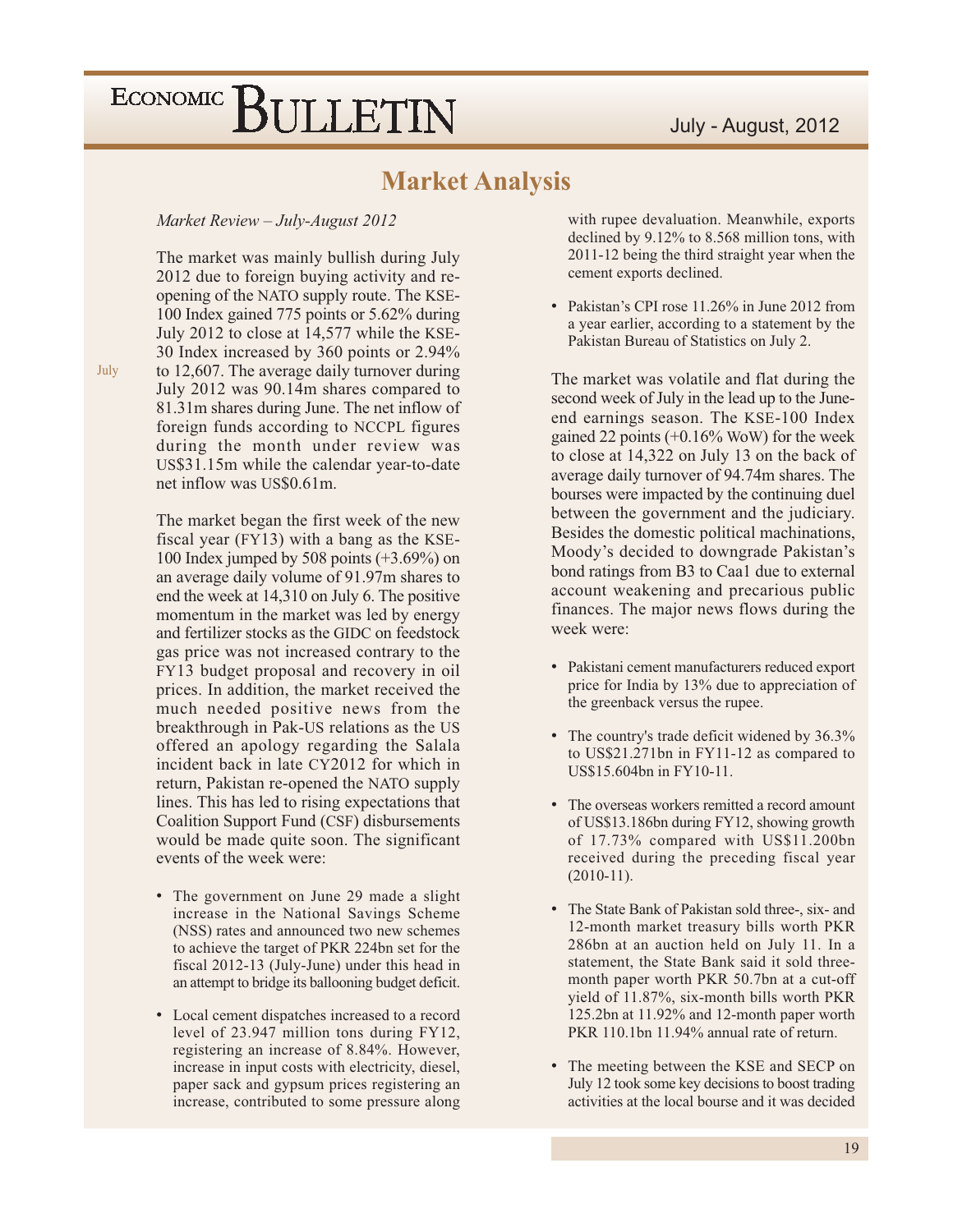# Market Analysis

*Market Review – July-August 2012*

July

The market was mainly bullish during July 2012 due to foreign buying activity and re-opening of the NATO supply route. The KSE-100 Index gained 775 points or 5.62% during July 2012 to close at 14,577 while the KSE-30 Index increased by 360 points or 2.94% to 12,607. The average daily turnover during July 2012 was 90.14m shares compared to 81.31m shares during June. The net inflow of foreign funds according to NCCPL figures during the month under review was US$31.15m while the calendar year-to-date net inflow was US$0.61m.

The market began the first week of the new fiscal year (FY13) with a bang as the KSE-100 Index jumped by 508 points (+3.69%) on an average daily volume of 91.97m shares to end the week at 14,310 on July 6. The positive momentum in the market was led by energy and fertilizer stocks as the GIDC on feedstock gas price was not increased contrary to the FY13 budget proposal and recovery in oil prices. In addition, the market received the much needed positive news from the breakthrough in Pak-US relations as the US offered an apology regarding the Salala incident back in late CY2012 for which in return, Pakistan re-opened the NATO supply lines. This has led to rising expectations that Coalition Support Fund (CSF) disbursements would be made quite soon. The significant events of the week were:

- The government on June 29 made a slight increase in the National Savings Scheme (NSS) rates and announced two new schemes to achieve the target of PKR 224bn set for the fiscal 2012-13 (July-June) under this head in an attempt to bridge its ballooning budget deficit.
- Local cement dispatches increased to a record level of 23.947 million tons during FY12, registering an increase of 8.84%. However, increase in input costs with electricity, diesel, paper sack and gypsum prices registering an increase, contributed to some pressure along with rupee devaluation. Meanwhile, exports declined by 9.12% to 8.568 million tons, with 2011-12 being the third straight year when the cement exports declined.
- Pakistan's CPI rose 11.26% in June 2012 from a year earlier, according to a statement by the Pakistan Bureau of Statistics on July 2.

The market was volatile and flat during the second week of July in the lead up to the June-end earnings season. The KSE-100 Index gained 22 points (+0.16% WoW) for the week to close at 14,322 on July 13 on the back of average daily turnover of 94.74m shares. The bourses were impacted by the continuing duel between the government and the judiciary. Besides the domestic political machinations, Moody's decided to downgrade Pakistan's bond ratings from B3 to Caa1 due to external account weakening and precarious public finances. The major news flows during the week were:

- Pakistani cement manufacturers reduced export price for India by 13% due to appreciation of the greenback versus the rupee.
- The country's trade deficit widened by 36.3% to US$21.271bn in FY11-12 as compared to US$15.604bn in FY10-11.
- The overseas workers remitted a record amount of US$13.186bn during FY12, showing growth of 17.73% compared with US$11.200bn received during the preceding fiscal year (2010-11).
- The State Bank of Pakistan sold three-, six- and 12-month market treasury bills worth PKR 286bn at an auction held on July 11. In a statement, the State Bank said it sold three-month paper worth PKR 50.7bn at a cut-off yield of 11.87%, six-month bills worth PKR 125.2bn at 11.92% and 12-month paper worth PKR 110.1bn 11.94% annual rate of return.
- The meeting between the KSE and SECP on July 12 took some key decisions to boost trading activities at the local bourse and it was decided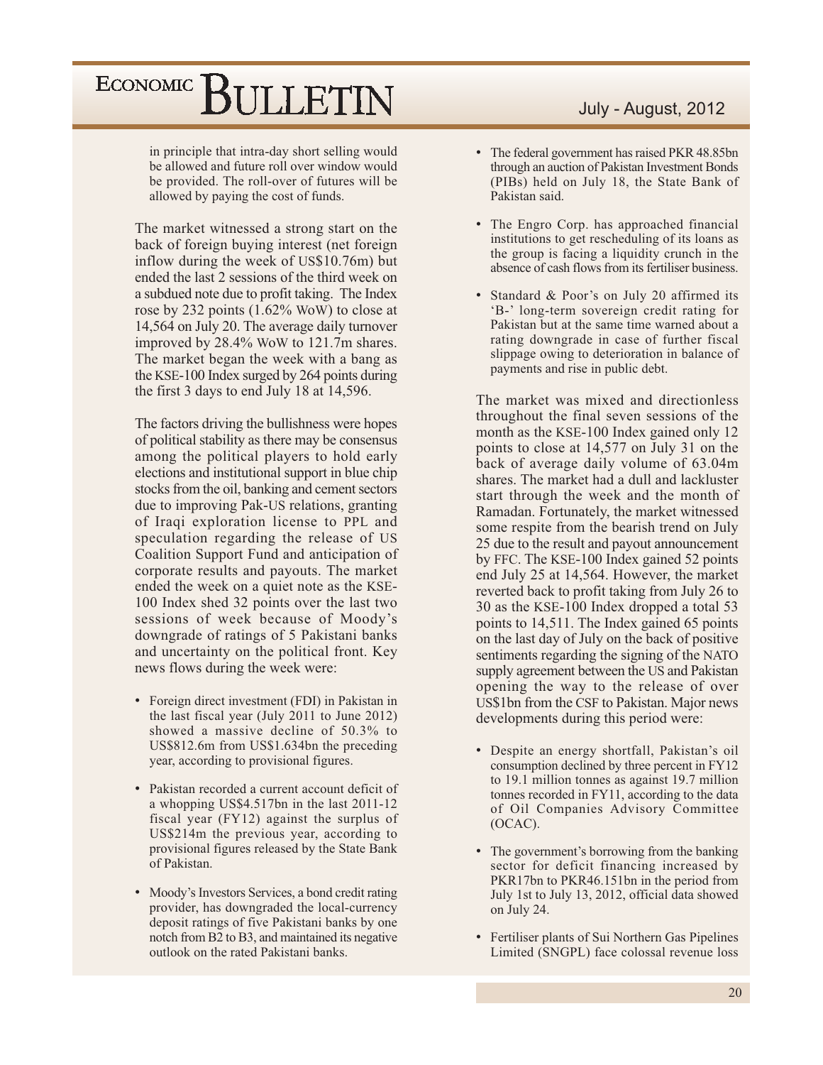in principle that intra-day short selling would be allowed and future roll over window would be provided. The roll-over of futures will be allowed by paying the cost of funds.

The market witnessed a strong start on the back of foreign buying interest (net foreign inflow during the week of US$10.76m) but ended the last 2 sessions of the third week on a subdued note due to profit taking. The Index rose by 232 points (1.62% WoW) to close at 14,564 on July 20. The average daily turnover improved by 28.4% WoW to 121.7m shares. The market began the week with a bang as the KSE-100 Index surged by 264 points during the first 3 days to end July 18 at 14,596.

The factors driving the bullishness were hopes of political stability as there may be consensus among the political players to hold early elections and institutional support in blue chip stocks from the oil, banking and cement sectors due to improving Pak-US relations, granting of Iraqi exploration license to PPL and speculation regarding the release of US Coalition Support Fund and anticipation of corporate results and payouts. The market ended the week on a quiet note as the KSE-100 Index shed 32 points over the last two sessions of week because of Moody's downgrade of ratings of 5 Pakistani banks and uncertainty on the political front. Key news flows during the week were:

- Foreign direct investment (FDI) in Pakistan in the last fiscal year (July 2011 to June 2012) showed a massive decline of 50.3% to US$812.6m from US$1.634bn the preceding year, according to provisional figures.
- Pakistan recorded a current account deficit of a whopping US$4.517bn in the last 2011-12 fiscal year (FY12) against the surplus of US$214m the previous year, according to provisional figures released by the State Bank of Pakistan.
- Moody's Investors Services, a bond credit rating provider, has downgraded the local-currency deposit ratings of five Pakistani banks by one notch from B2 to B3, and maintained its negative outlook on the rated Pakistani banks.
- The federal government has raised PKR 48.85bn through an auction of Pakistan Investment Bonds (PIBs) held on July 18, the State Bank of Pakistan said.
- The Engro Corp. has approached financial institutions to get rescheduling of its loans as the group is facing a liquidity crunch in the absence of cash flows from its fertiliser business.
- Standard & Poor's on July 20 affirmed its 'B-' long-term sovereign credit rating for Pakistan but at the same time warned about a rating downgrade in case of further fiscal slippage owing to deterioration in balance of payments and rise in public debt.

The market was mixed and directionless throughout the final seven sessions of the month as the KSE-100 Index gained only 12 points to close at 14,577 on July 31 on the back of average daily volume of 63.04m shares. The market had a dull and lackluster start through the week and the month of Ramadan. Fortunately, the market witnessed some respite from the bearish trend on July 25 due to the result and payout announcement by FFC. The KSE-100 Index gained 52 points end July 25 at 14,564. However, the market reverted back to profit taking from July 26 to 30 as the KSE-100 Index dropped a total 53 points to 14,511. The Index gained 65 points on the last day of July on the back of positive sentiments regarding the signing of the NATO supply agreement between the US and Pakistan opening the way to the release of over US$1bn from the CSF to Pakistan. Major news developments during this period were:

- Despite an energy shortfall, Pakistan's oil consumption declined by three percent in FY12 to 19.1 million tonnes as against 19.7 million tonnes recorded in FY11, according to the data of Oil Companies Advisory Committee (OCAC).
- The government's borrowing from the banking sector for deficit financing increased by PKR17bn to PKR46.151bn in the period from July 1st to July 13, 2012, official data showed on July 24.
- Fertiliser plants of Sui Northern Gas Pipelines Limited (SNGPL) face colossal revenue loss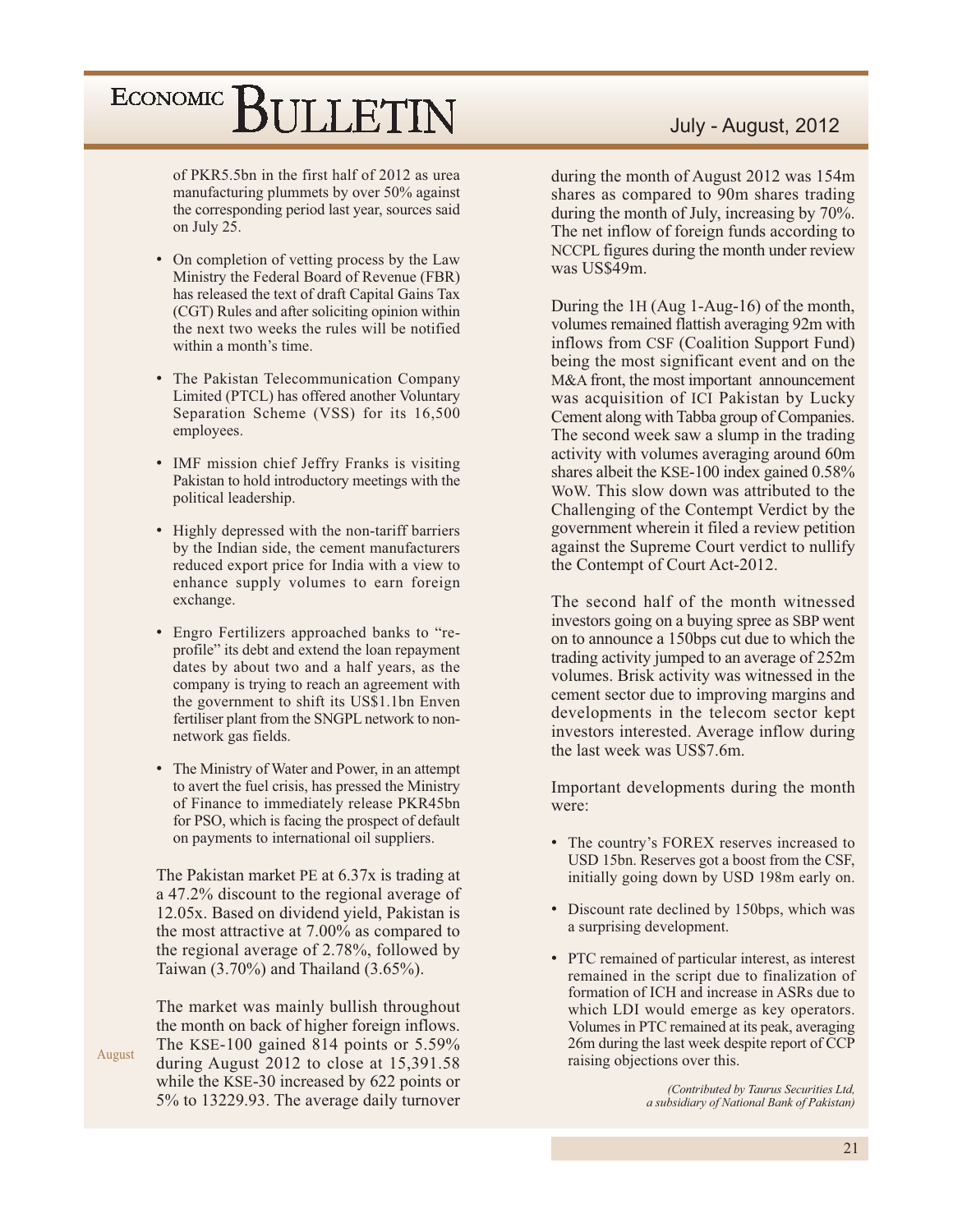of PKR5.5bn in the first half of 2012 as urea manufacturing plummets by over 50% against the corresponding period last year, sources said on July 25.

- On completion of vetting process by the Law Ministry the Federal Board of Revenue (FBR) has released the text of draft Capital Gains Tax (CGT) Rules and after soliciting opinion within the next two weeks the rules will be notified within a month's time.
- The Pakistan Telecommunication Company Limited (PTCL) has offered another Voluntary Separation Scheme (VSS) for its 16,500 employees.
- IMF mission chief Jeffry Franks is visiting Pakistan to hold introductory meetings with the political leadership.
- Highly depressed with the non-tariff barriers by the Indian side, the cement manufacturers reduced export price for India with a view to enhance supply volumes to earn foreign exchange.
- Engro Fertilizers approached banks to "re-profile" its debt and extend the loan repayment dates by about two and a half years, as the company is trying to reach an agreement with the government to shift its US$1.1bn Enven fertiliser plant from the SNGPL network to non-network gas fields.
- The Ministry of Water and Power, in an attempt to avert the fuel crisis, has pressed the Ministry of Finance to immediately release PKR45bn for PSO, which is facing the prospect of default on payments to international oil suppliers.

The Pakistan market PE at 6.37x is trading at a 47.2% discount to the regional average of 12.05x. Based on dividend yield, Pakistan is the most attractive at 7.00% as compared to the regional average of 2.78%, followed by Taiwan (3.70%) and Thailand (3.65%).

**August**

The market was mainly bullish throughout the month on back of higher foreign inflows. The KSE-100 gained 814 points or 5.59% during August 2012 to close at 15,391.58 while the KSE-30 increased by 622 points or 5% to 13229.93. The average daily turnover during the month of August 2012 was 154m shares as compared to 90m shares trading during the month of July, increasing by 70%. The net inflow of foreign funds according to NCCPL figures during the month under review was US$49m.

During the 1H (Aug 1-Aug-16) of the month, volumes remained flattish averaging 92m with inflows from CSF (Coalition Support Fund) being the most significant event and on the M&A front, the most important announcement was acquisition of ICI Pakistan by Lucky Cement along with Tabba group of Companies. The second week saw a slump in the trading activity with volumes averaging around 60m shares albeit the KSE-100 index gained 0.58% WoW. This slow down was attributed to the Challenging of the Contempt Verdict by the government wherein it filed a review petition against the Supreme Court verdict to nullify the Contempt of Court Act-2012.

The second half of the month witnessed investors going on a buying spree as SBP went on to announce a 150bps cut due to which the trading activity jumped to an average of 252m volumes. Brisk activity was witnessed in the cement sector due to improving margins and developments in the telecom sector kept investors interested. Average inflow during the last week was US$7.6m.

Important developments during the month were:

- The country's FOREX reserves increased to USD 15bn. Reserves got a boost from the CSF, initially going down by USD 198m early on.
- Discount rate declined by 150bps, which was a surprising development.
- PTC remained of particular interest, as interest remained in the script due to finalization of formation of ICH and increase in ASRs due to which LDI would emerge as key operators. Volumes in PTC remained at its peak, averaging 26m during the last week despite report of CCP raising objections over this.

*(Contributed by Taurus Securities Ltd, a subsidiary of National Bank of Pakistan)*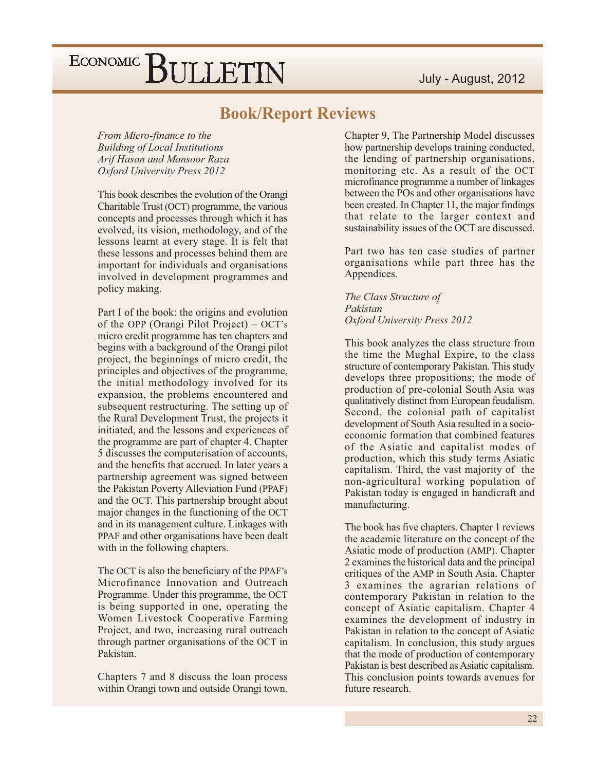## Book/Report Reviews

*From Micro-finance to the Building of Local Institutions*
*Arif Hasan and Mansoor Raza*
*Oxford University Press 2012*

This book describes the evolution of the Orangi Charitable Trust (OCT) programme, the various concepts and processes through which it has evolved, its vision, methodology, and of the lessons learnt at every stage. It is felt that these lessons and processes behind them are important for individuals and organisations involved in development programmes and policy making.

Part I of the book: the origins and evolution of the OPP (Orangi Pilot Project) – OCT's micro credit programme has ten chapters and begins with a background of the Orangi pilot project, the beginnings of micro credit, the principles and objectives of the programme, the initial methodology involved for its expansion, the problems encountered and subsequent restructuring. The setting up of the Rural Development Trust, the projects it initiated, and the lessons and experiences of the programme are part of chapter 4. Chapter 5 discusses the computerisation of accounts, and the benefits that accrued. In later years a partnership agreement was signed between the Pakistan Poverty Alleviation Fund (PPAF) and the OCT. This partnership brought about major changes in the functioning of the OCT and in its management culture. Linkages with PPAF and other organisations have been dealt with in the following chapters.

The OCT is also the beneficiary of the PPAF's Microfinance Innovation and Outreach Programme. Under this programme, the OCT is being supported in one, operating the Women Livestock Cooperative Farming Project, and two, increasing rural outreach through partner organisations of the OCT in Pakistan.

Chapters 7 and 8 discuss the loan process within Orangi town and outside Orangi town. Chapter 9, The Partnership Model discusses how partnership develops training conducted, the lending of partnership organisations, monitoring etc. As a result of the OCT microfinance programme a number of linkages between the POs and other organisations have been created. In Chapter 11, the major findings that relate to the larger context and sustainability issues of the OCT are discussed.

Part two has ten case studies of partner organisations while part three has the Appendices.

*The Class Structure of Pakistan*
*Oxford University Press 2012*

This book analyzes the class structure from the time the Mughal Expire, to the class structure of contemporary Pakistan. This study develops three propositions; the mode of production of pre-colonial South Asia was qualitatively distinct from European feudalism. Second, the colonial path of capitalist development of South Asia resulted in a socio-economic formation that combined features of the Asiatic and capitalist modes of production, which this study terms Asiatic capitalism. Third, the vast majority of the non-agricultural working population of Pakistan today is engaged in handicraft and manufacturing.

The book has five chapters. Chapter 1 reviews the academic literature on the concept of the Asiatic mode of production (AMP). Chapter 2 examines the historical data and the principal critiques of the AMP in South Asia. Chapter 3 examines the agrarian relations of contemporary Pakistan in relation to the concept of Asiatic capitalism. Chapter 4 examines the development of industry in Pakistan in relation to the concept of Asiatic capitalism. In conclusion, this study argues that the mode of production of contemporary Pakistan is best described as Asiatic capitalism. This conclusion points towards avenues for future research.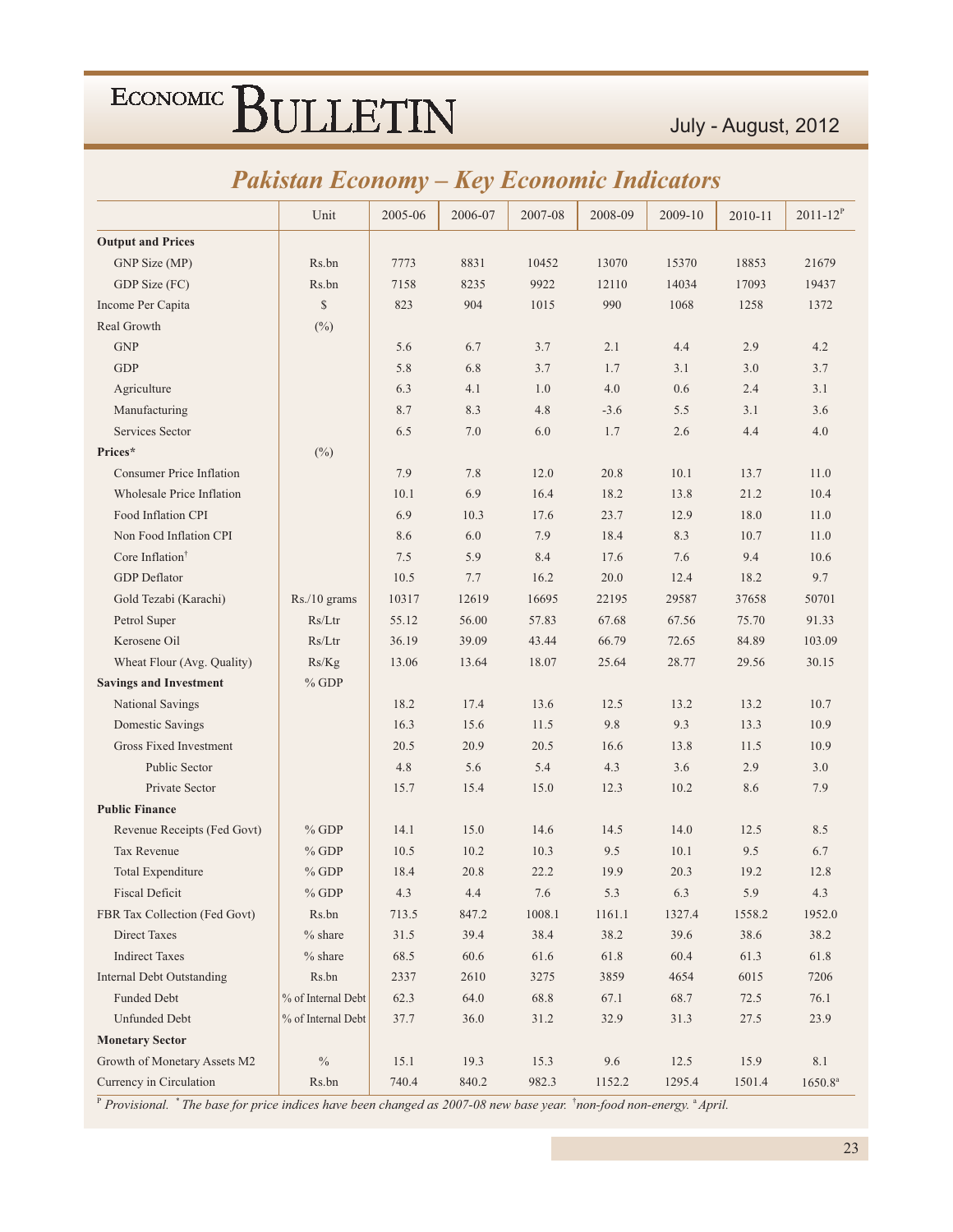## Pakistan Economy – Key Economic Indicators

| | Unit | 2005-06 | 2006-07 | 2007-08 | 2008-09 | 2009-10 | 2010-11 | 2011-12[P] |
|---|---|---|---|---|---|---|---|---|
| **Output and Prices** | | | | | | | | |
| GNP Size (MP) | Rs.bn | 7773 | 8831 | 10452 | 13070 | 15370 | 18853 | 21679 |
| GDP Size (FC) | Rs.bn | 7158 | 8235 | 9922 | 12110 | 14034 | 17093 | 19437 |
| Income Per Capita | $ | 823 | 904 | 1015 | 990 | 1068 | 1258 | 1372 |
| Real Growth | (%) | | | | | | | |
| GNP | | 5.6 | 6.7 | 3.7 | 2.1 | 4.4 | 2.9 | 4.2 |
| GDP | | 5.8 | 6.8 | 3.7 | 1.7 | 3.1 | 3.0 | 3.7 |
| Agriculture | | 6.3 | 4.1 | 1.0 | 4.0 | 0.6 | 2.4 | 3.1 |
| Manufacturing | | 8.7 | 8.3 | 4.8 | -3.6 | 5.5 | 3.1 | 3.6 |
| Services Sector | | 6.5 | 7.0 | 6.0 | 1.7 | 2.6 | 4.4 | 4.0 |
| **Prices*** | (%) | | | | | | | |
| Consumer Price Inflation | | 7.9 | 7.8 | 12.0 | 20.8 | 10.1 | 13.7 | 11.0 |
| Wholesale Price Inflation | | 10.1 | 6.9 | 16.4 | 18.2 | 13.8 | 21.2 | 10.4 |
| Food Inflation CPI | | 6.9 | 10.3 | 17.6 | 23.7 | 12.9 | 18.0 | 11.0 |
| Non Food Inflation CPI | | 8.6 | 6.0 | 7.9 | 18.4 | 8.3 | 10.7 | 11.0 |
| Core Inflation[†] | | 7.5 | 5.9 | 8.4 | 17.6 | 7.6 | 9.4 | 10.6 |
| GDP Deflator | | 10.5 | 7.7 | 16.2 | 20.0 | 12.4 | 18.2 | 9.7 |
| Gold Tezabi (Karachi) | Rs./10 grams | 10317 | 12619 | 16695 | 22195 | 29587 | 37658 | 50701 |
| Petrol Super | Rs/Ltr | 55.12 | 56.00 | 57.83 | 67.68 | 67.56 | 75.70 | 91.33 |
| Kerosene Oil | Rs/Ltr | 36.19 | 39.09 | 43.44 | 66.79 | 72.65 | 84.89 | 103.09 |
| Wheat Flour (Avg. Quality) | Rs/Kg | 13.06 | 13.64 | 18.07 | 25.64 | 28.77 | 29.56 | 30.15 |
| **Savings and Investment** | % GDP | | | | | | | |
| National Savings | | 18.2 | 17.4 | 13.6 | 12.5 | 13.2 | 13.2 | 10.7 |
| Domestic Savings | | 16.3 | 15.6 | 11.5 | 9.8 | 9.3 | 13.3 | 10.9 |
| Gross Fixed Investment | | 20.5 | 20.9 | 20.5 | 16.6 | 13.8 | 11.5 | 10.9 |
| Public Sector | | 4.8 | 5.6 | 5.4 | 4.3 | 3.6 | 2.9 | 3.0 |
| Private Sector | | 15.7 | 15.4 | 15.0 | 12.3 | 10.2 | 8.6 | 7.9 |
| **Public Finance** | | | | | | | | |
| Revenue Receipts (Fed Govt) | % GDP | 14.1 | 15.0 | 14.6 | 14.5 | 14.0 | 12.5 | 8.5 |
| Tax Revenue | % GDP | 10.5 | 10.2 | 10.3 | 9.5 | 10.1 | 9.5 | 6.7 |
| Total Expenditure | % GDP | 18.4 | 20.8 | 22.2 | 19.9 | 20.3 | 19.2 | 12.8 |
| Fiscal Deficit | % GDP | 4.3 | 4.4 | 7.6 | 5.3 | 6.3 | 5.9 | 4.3 |
| FBR Tax Collection (Fed Govt) | Rs.bn | 713.5 | 847.2 | 1008.1 | 1161.1 | 1327.4 | 1558.2 | 1952.0 |
| Direct Taxes | % share | 31.5 | 39.4 | 38.4 | 38.2 | 39.6 | 38.6 | 38.2 |
| Indirect Taxes | % share | 68.5 | 60.6 | 61.6 | 61.8 | 60.4 | 61.3 | 61.8 |
| Internal Debt Outstanding | Rs.bn | 2337 | 2610 | 3275 | 3859 | 4654 | 6015 | 7206 |
| Funded Debt | % of Internal Debt | 62.3 | 64.0 | 68.8 | 67.1 | 68.7 | 72.5 | 76.1 |
| Unfunded Debt | % of Internal Debt | 37.7 | 36.0 | 31.2 | 32.9 | 31.3 | 27.5 | 23.9 |
| **Monetary Sector** | | | | | | | | |
| Growth of Monetary Assets M2 | % | 15.1 | 19.3 | 15.3 | 9.6 | 12.5 | 15.9 | 8.1 |
| Currency in Circulation | Rs.bn | 740.4 | 840.2 | 982.3 | 1152.2 | 1295.4 | 1501.4 | 1650.8[a] |

*[P] Provisional. * The base for price indices have been changed as 2007-08 new base year. [†]non-food non-energy. [a] April.*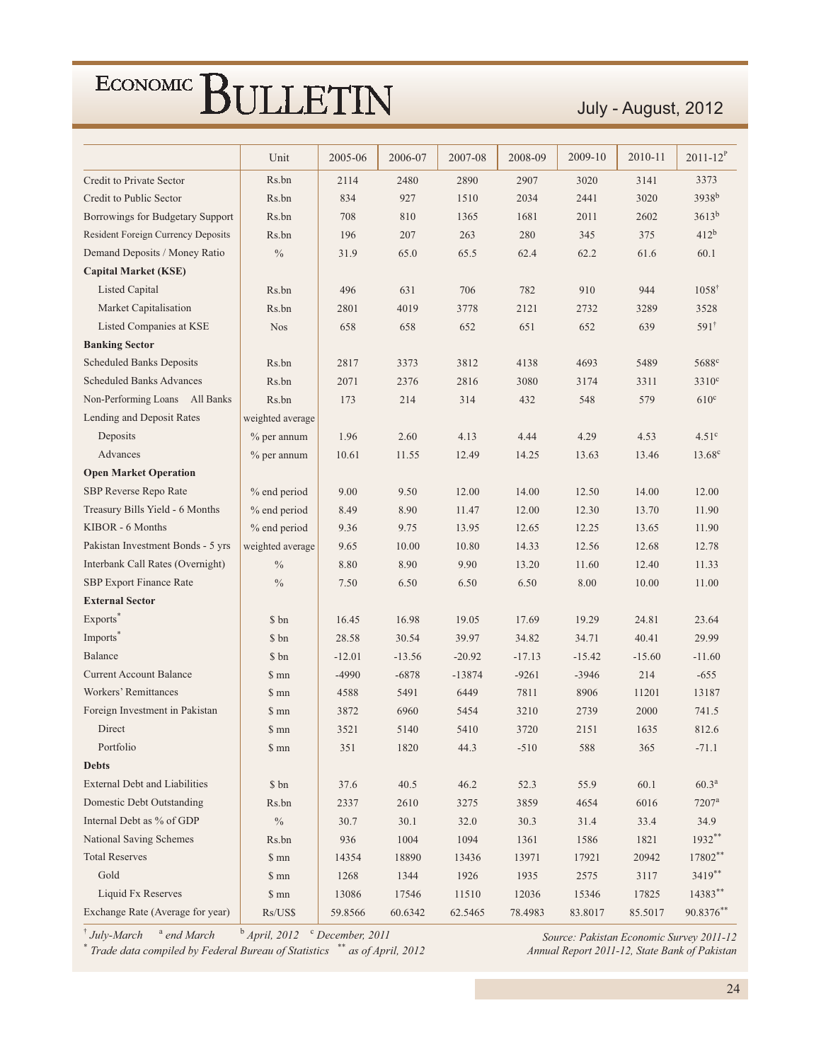| | Unit | 2005-06 | 2006-07 | 2007-08 | 2008-09 | 2009-10 | 2010-11 | 2011-12[P] |
|---|---|---|---|---|---|---|---|---|
| Credit to Private Sector | Rs.bn | 2114 | 2480 | 2890 | 2907 | 3020 | 3141 | 3373 |
| Credit to Public Sector | Rs.bn | 834 | 927 | 1510 | 2034 | 2441 | 3020 | 3938[b] |
| Borrowings for Budgetary Support | Rs.bn | 708 | 810 | 1365 | 1681 | 2011 | 2602 | 3613[b] |
| Resident Foreign Currency Deposits | Rs.bn | 196 | 207 | 263 | 280 | 345 | 375 | 412[b] |
| Demand Deposits / Money Ratio | % | 31.9 | 65.0 | 65.5 | 62.4 | 62.2 | 61.6 | 60.1 |
| **Capital Market (KSE)** | | | | | | | | |
| Listed Capital | Rs.bn | 496 | 631 | 706 | 782 | 910 | 944 | 1058[†] |
| Market Capitalisation | Rs.bn | 2801 | 4019 | 3778 | 2121 | 2732 | 3289 | 3528 |
| Listed Companies at KSE | Nos | 658 | 658 | 652 | 651 | 652 | 639 | 591[†] |
| **Banking Sector** | | | | | | | | |
| Scheduled Banks Deposits | Rs.bn | 2817 | 3373 | 3812 | 4138 | 4693 | 5489 | 5688[c] |
| Scheduled Banks Advances | Rs.bn | 2071 | 2376 | 2816 | 3080 | 3174 | 3311 | 3310[c] |
| Non-Performing Loans All Banks | Rs.bn | 173 | 214 | 314 | 432 | 548 | 579 | 610[c] |
| Lending and Deposit Rates | weighted average | | | | | | | |
| Deposits | % per annum | 1.96 | 2.60 | 4.13 | 4.44 | 4.29 | 4.53 | 4.51[c] |
| Advances | % per annum | 10.61 | 11.55 | 12.49 | 14.25 | 13.63 | 13.46 | 13.68[c] |
| **Open Market Operation** | | | | | | | | |
| SBP Reverse Repo Rate | % end period | 9.00 | 9.50 | 12.00 | 14.00 | 12.50 | 14.00 | 12.00 |
| Treasury Bills Yield - 6 Months | % end period | 8.49 | 8.90 | 11.47 | 12.00 | 12.30 | 13.70 | 11.90 |
| KIBOR - 6 Months | % end period | 9.36 | 9.75 | 13.95 | 12.65 | 12.25 | 13.65 | 11.90 |
| Pakistan Investment Bonds - 5 yrs | weighted average | 9.65 | 10.00 | 10.80 | 14.33 | 12.56 | 12.68 | 12.78 |
| Interbank Call Rates (Overnight) | % | 8.80 | 8.90 | 9.90 | 13.20 | 11.60 | 12.40 | 11.33 |
| SBP Export Finance Rate | % | 7.50 | 6.50 | 6.50 | 6.50 | 8.00 | 10.00 | 11.00 |
| **External Sector** | | | | | | | | |
| Exports* | $ bn | 16.45 | 16.98 | 19.05 | 17.69 | 19.29 | 24.81 | 23.64 |
| Imports* | $ bn | 28.58 | 30.54 | 39.97 | 34.82 | 34.71 | 40.41 | 29.99 |
| Balance | $ bn | -12.01 | -13.56 | -20.92 | -17.13 | -15.42 | -15.60 | -11.60 |
| Current Account Balance | $ mn | -4990 | -6878 | -13874 | -9261 | -3946 | 214 | -655 |
| Workers' Remittances | $ mn | 4588 | 5491 | 6449 | 7811 | 8906 | 11201 | 13187 |
| Foreign Investment in Pakistan | $ mn | 3872 | 6960 | 5454 | 3210 | 2739 | 2000 | 741.5 |
| Direct | $ mn | 3521 | 5140 | 5410 | 3720 | 2151 | 1635 | 812.6 |
| Portfolio | $ mn | 351 | 1820 | 44.3 | -510 | 588 | 365 | -71.1 |
| **Debts** | | | | | | | | |
| External Debt and Liabilities | $ bn | 37.6 | 40.5 | 46.2 | 52.3 | 55.9 | 60.1 | 60.3[a] |
| Domestic Debt Outstanding | Rs.bn | 2337 | 2610 | 3275 | 3859 | 4654 | 6016 | 7207[a] |
| Internal Debt as % of GDP | % | 30.7 | 30.1 | 32.0 | 30.3 | 31.4 | 33.4 | 34.9 |
| National Saving Schemes | Rs.bn | 936 | 1004 | 1094 | 1361 | 1586 | 1821 | 1932** |
| Total Reserves | $ mn | 14354 | 18890 | 13436 | 13971 | 17921 | 20942 | 17802** |
| Gold | $ mn | 1268 | 1344 | 1926 | 1935 | 2575 | 3117 | 3419** |
| Liquid Fx Reserves | $ mn | 13086 | 17546 | 11510 | 12036 | 15346 | 17825 | 14383** |
| Exchange Rate (Average for year) | Rs/US$ | 59.8566 | 60.6342 | 62.5465 | 78.4983 | 83.8017 | 85.5017 | 90.8376** |

[†] *July-March* [a] *end March* [b] *April, 2012* [c] *December, 2011*
\* *Trade data compiled by Federal Bureau of Statistics* ** *as of April, 2012*

*Source: Pakistan Economic Survey 2011-12*
*Annual Report 2011-12, State Bank of Pakistan*